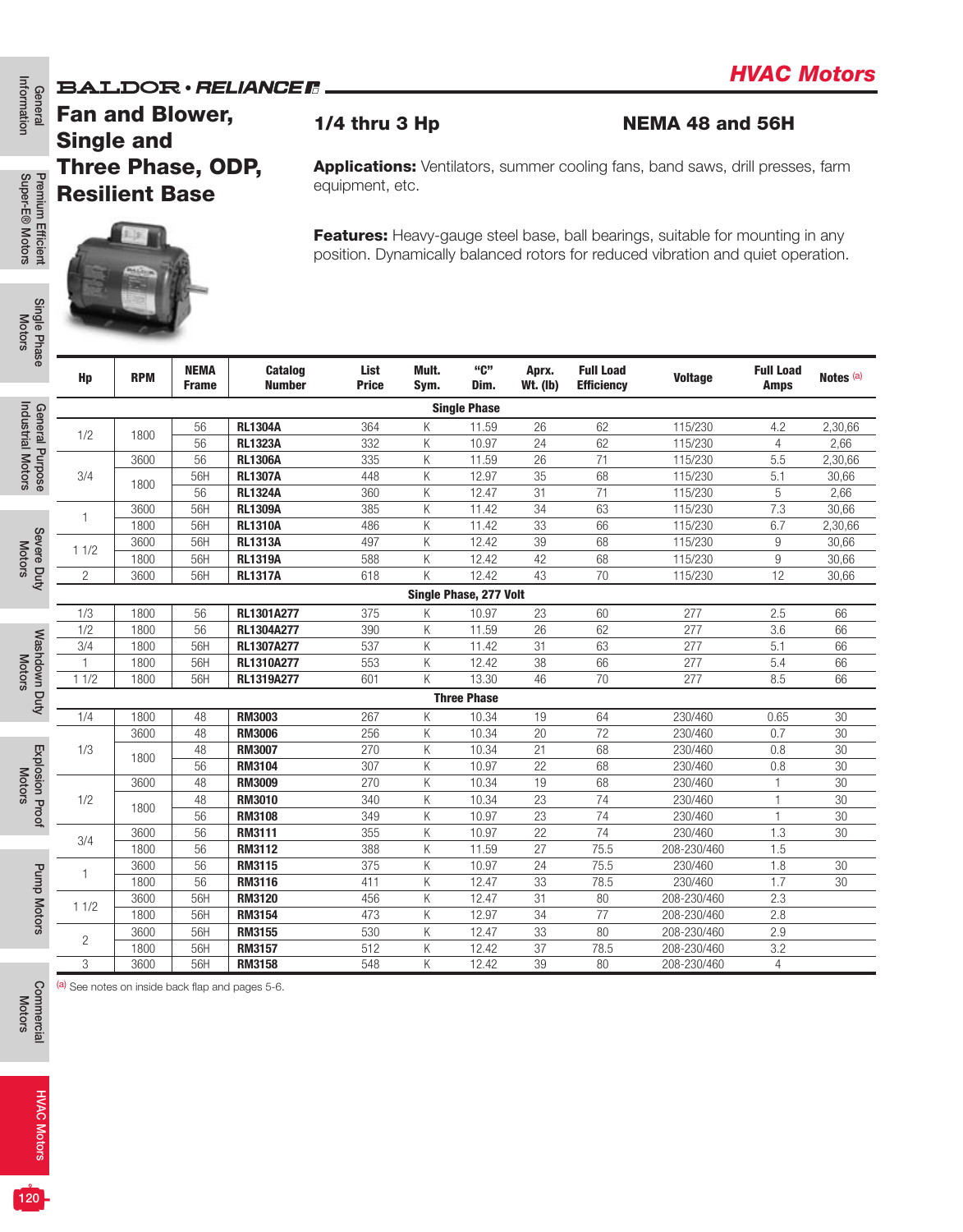BALDOR • RELIANCE

## HVAC Motors

# Fan and Blower, Single and Three Phase, ODP, Resilient Base

### 1/4 thru 3 Hp

### NEMA 48 and 56H

**Applications:** Ventilators, summer cooling fans, band saws, drill presses, farm equipment, etc.

**Features:** Heavy-gauge steel base, ball bearings, suitable for mounting in any position. Dynamically balanced rotors for reduced vibration and quiet operation.

| Hp | RPM | NEMA Frame | Catalog Number | List Price | Mult. Sym. | "C" Dim. | Aprx. Wt. (lb) | Full Load Efficiency | Voltage | Full Load Amps | Notes [a] |
|---|---|---|---|---|---|---|---|---|---|---|---|
| **Single Phase** | | | | | | | | | | | |
| 1/2 | 1800 | 56 | **RL1304A** | 364 | K | 11.59 | 26 | 62 | 115/230 | 4.2 | 2,30,66 |
| | | 56 | **RL1323A** | 332 | K | 10.97 | 24 | 62 | 115/230 | 4 | 2,66 |
| 3/4 | 3600 | 56 | **RL1306A** | 335 | K | 11.59 | 26 | 71 | 115/230 | 5.5 | 2,30,66 |
| | 1800 | 56H | **RL1307A** | 448 | K | 12.97 | 35 | 68 | 115/230 | 5.1 | 30,66 |
| | | 56 | **RL1324A** | 360 | K | 12.47 | 31 | 71 | 115/230 | 5 | 2,66 |
| 1 | 3600 | 56H | **RL1309A** | 385 | K | 11.42 | 34 | 63 | 115/230 | 7.3 | 30,66 |
| | 1800 | 56H | **RL1310A** | 486 | K | 11.42 | 33 | 66 | 115/230 | 6.7 | 2,30,66 |
| 1 1/2 | 3600 | 56H | **RL1313A** | 497 | K | 12.42 | 39 | 68 | 115/230 | 9 | 30,66 |
| | 1800 | 56H | **RL1319A** | 588 | K | 12.42 | 42 | 68 | 115/230 | 9 | 30,66 |
| 2 | 3600 | 56H | **RL1317A** | 618 | K | 12.42 | 43 | 70 | 115/230 | 12 | 30,66 |
| **Single Phase, 277 Volt** | | | | | | | | | | | |
| 1/3 | 1800 | 56 | **RL1301A277** | 375 | K | 10.97 | 23 | 60 | 277 | 2.5 | 66 |
| 1/2 | 1800 | 56 | **RL1304A277** | 390 | K | 11.59 | 26 | 62 | 277 | 3.6 | 66 |
| 3/4 | 1800 | 56H | **RL1307A277** | 537 | K | 11.42 | 31 | 63 | 277 | 5.1 | 66 |
| 1 | 1800 | 56H | **RL1310A277** | 553 | K | 12.42 | 38 | 66 | 277 | 5.4 | 66 |
| 1 1/2 | 1800 | 56H | **RL1319A277** | 601 | K | 13.30 | 46 | 70 | 277 | 8.5 | 66 |
| **Three Phase** | | | | | | | | | | | |
| 1/4 | 1800 | 48 | **RM3003** | 267 | K | 10.34 | 19 | 64 | 230/460 | 0.65 | 30 |
| 1/3 | 3600 | 48 | **RM3006** | 256 | K | 10.34 | 20 | 72 | 230/460 | 0.7 | 30 |
| | 1800 | 48 | **RM3007** | 270 | K | 10.34 | 21 | 68 | 230/460 | 0.8 | 30 |
| | | 56 | **RM3104** | 307 | K | 10.97 | 22 | 68 | 230/460 | 0.8 | 30 |
| 1/2 | 3600 | 48 | **RM3009** | 270 | K | 10.34 | 19 | 68 | 230/460 | 1 | 30 |
| | 1800 | 48 | **RM3010** | 340 | K | 10.34 | 23 | 74 | 230/460 | 1 | 30 |
| | | 56 | **RM3108** | 349 | K | 10.97 | 23 | 74 | 230/460 | 1 | 30 |
| 3/4 | 3600 | 56 | **RM3111** | 355 | K | 10.97 | 22 | 74 | 230/460 | 1.3 | 30 |
| | 1800 | 56 | **RM3112** | 388 | K | 11.59 | 27 | 75.5 | 208-230/460 | 1.5 | |
| 1 | 3600 | 56 | **RM3115** | 375 | K | 10.97 | 24 | 75.5 | 230/460 | 1.8 | 30 |
| | 1800 | 56 | **RM3116** | 411 | K | 12.47 | 33 | 78.5 | 230/460 | 1.7 | 30 |
| 1 1/2 | 3600 | 56H | **RM3120** | 456 | K | 12.47 | 31 | 80 | 208-230/460 | 2.3 | |
| | 1800 | 56H | **RM3154** | 473 | K | 12.97 | 34 | 77 | 208-230/460 | 2.8 | |
| 2 | 3600 | 56H | **RM3155** | 530 | K | 12.47 | 33 | 80 | 208-230/460 | 2.9 | |
| | 1800 | 56H | **RM3157** | 512 | K | 12.42 | 37 | 78.5 | 208-230/460 | 3.2 | |
| 3 | 3600 | 56H | **RM3158** | 548 | K | 12.42 | 39 | 80 | 208-230/460 | 4 | |

[a] See notes on inside back flap and pages 5-6.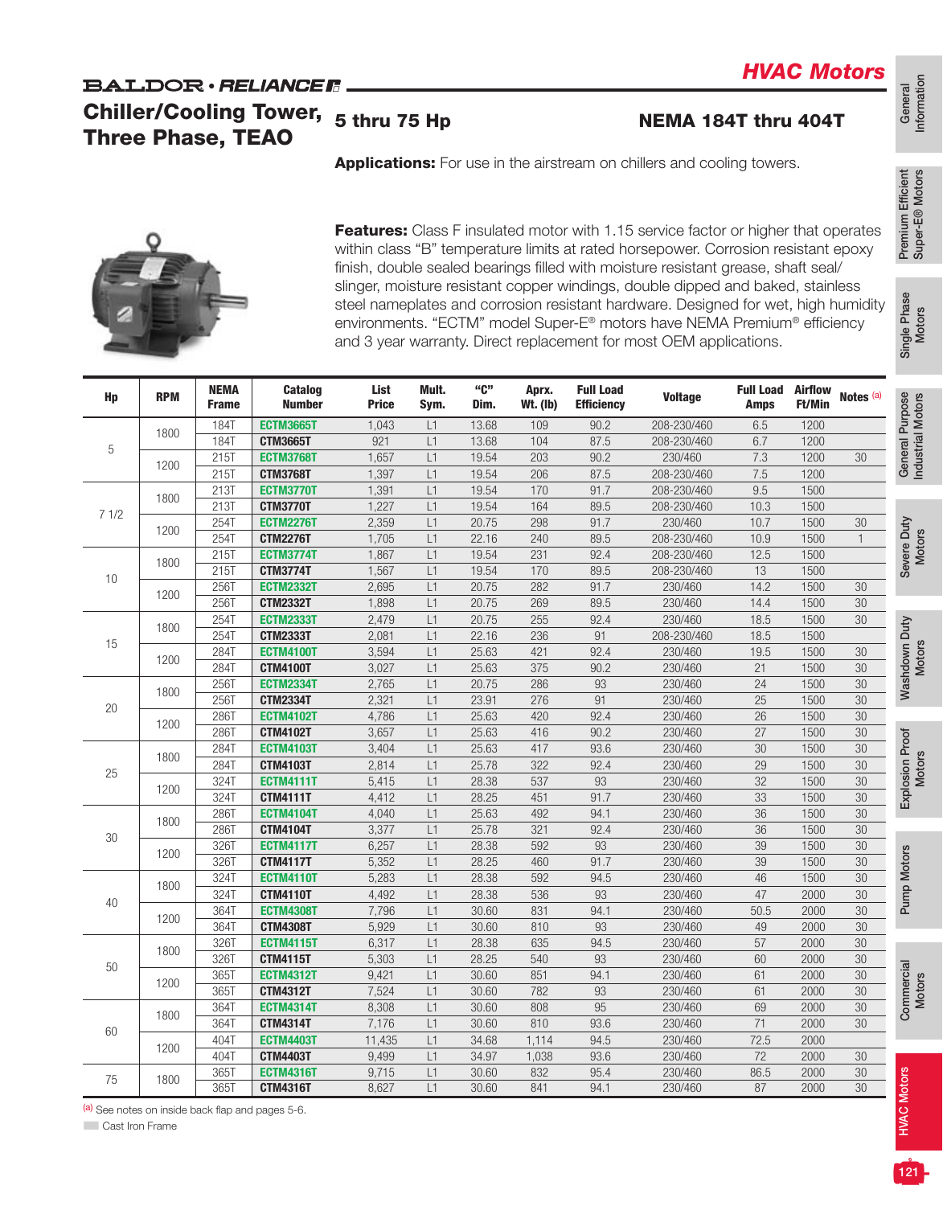BALDOR • RELIANCE

## HVAC Motors

# Chiller/Cooling Tower, Three Phase, TEAO

## 5 thru 75 Hp

## NEMA 184T thru 404T

**Applications:** For use in the airstream on chillers and cooling towers.

**Features:** Class F insulated motor with 1.15 service factor or higher that operates within class "B" temperature limits at rated horsepower. Corrosion resistant epoxy finish, double sealed bearings filled with moisture resistant grease, shaft seal/ slinger, moisture resistant copper windings, double dipped and baked, stainless steel nameplates and corrosion resistant hardware. Designed for wet, high humidity environments. "ECTM" model Super-E® motors have NEMA Premium® efficiency and 3 year warranty. Direct replacement for most OEM applications.

| Hp | RPM | NEMA Frame | Catalog Number | List Price | Mult. Sym. | "C" Dim. | Aprx. Wt. (lb) | Full Load Efficiency | Voltage | Full Load Amps | Airflow Ft/Min | Notes [a] |
|---|---|---|---|---|---|---|---|---|---|---|---|---|
| 5 | 1800 | 184T | ECTM3665T | 1,043 | L1 | 13.68 | 109 | 90.2 | 208-230/460 | 6.5 | 1200 | |
| | | 184T | CTM3665T | 921 | L1 | 13.68 | 104 | 87.5 | 208-230/460 | 6.7 | 1200 | |
| | 1200 | 215T | ECTM3768T | 1,657 | L1 | 19.54 | 203 | 90.2 | 230/460 | 7.3 | 1200 | 30 |
| | | 215T | CTM3768T | 1,397 | L1 | 19.54 | 206 | 87.5 | 208-230/460 | 7.5 | 1200 | |
| 7 1/2 | 1800 | 213T | ECTM3770T | 1,391 | L1 | 19.54 | 170 | 91.7 | 208-230/460 | 9.5 | 1500 | |
| | | 213T | CTM3770T | 1,227 | L1 | 19.54 | 164 | 89.5 | 208-230/460 | 10.3 | 1500 | |
| | 1200 | 254T | ECTM2276T | 2,359 | L1 | 20.75 | 298 | 91.7 | 230/460 | 10.7 | 1500 | 30 |
| | | 254T | CTM2276T | 1,705 | L1 | 22.16 | 240 | 89.5 | 208-230/460 | 10.9 | 1500 | 1 |
| 10 | 1800 | 215T | ECTM3774T | 1,867 | L1 | 19.54 | 231 | 92.4 | 208-230/460 | 12.5 | 1500 | |
| | | 215T | CTM3774T | 1,567 | L1 | 19.54 | 170 | 89.5 | 208-230/460 | 13 | 1500 | |
| | 1200 | 256T | ECTM2332T | 2,695 | L1 | 20.75 | 282 | 91.7 | 230/460 | 14.2 | 1500 | 30 |
| | | 256T | CTM2332T | 1,898 | L1 | 20.75 | 269 | 89.5 | 230/460 | 14.4 | 1500 | 30 |
| 15 | 1800 | 254T | ECTM2333T | 2,479 | L1 | 20.75 | 255 | 92.4 | 230/460 | 18.5 | 1500 | 30 |
| | | 254T | CTM2333T | 2,081 | L1 | 22.16 | 236 | 91 | 208-230/460 | 18.5 | 1500 | |
| | 1200 | 284T | ECTM4100T | 3,594 | L1 | 25.63 | 421 | 92.4 | 230/460 | 19.5 | 1500 | 30 |
| | | 284T | CTM4100T | 3,027 | L1 | 25.63 | 375 | 90.2 | 230/460 | 21 | 1500 | 30 |
| 20 | 1800 | 256T | ECTM2334T | 2,765 | L1 | 20.75 | 286 | 93 | 230/460 | 24 | 1500 | 30 |
| | | 256T | CTM2334T | 2,321 | L1 | 23.91 | 276 | 91 | 230/460 | 25 | 1500 | 30 |
| | 1200 | 286T | ECTM4102T | 4,786 | L1 | 25.63 | 420 | 92.4 | 230/460 | 26 | 1500 | 30 |
| | | 286T | CTM4102T | 3,657 | L1 | 25.63 | 416 | 90.2 | 230/460 | 27 | 1500 | 30 |
| 25 | 1800 | 284T | ECTM4103T | 3,404 | L1 | 25.63 | 417 | 93.6 | 230/460 | 30 | 1500 | 30 |
| | | 284T | CTM4103T | 2,814 | L1 | 25.78 | 322 | 92.4 | 230/460 | 29 | 1500 | 30 |
| | 1200 | 324T | ECTM4111T | 5,415 | L1 | 28.38 | 537 | 93 | 230/460 | 32 | 1500 | 30 |
| | | 324T | CTM4111T | 4,412 | L1 | 28.25 | 451 | 91.7 | 230/460 | 33 | 1500 | 30 |
| 30 | 1800 | 286T | ECTM4104T | 4,040 | L1 | 25.63 | 492 | 94.1 | 230/460 | 36 | 1500 | 30 |
| | | 286T | CTM4104T | 3,377 | L1 | 25.78 | 321 | 92.4 | 230/460 | 36 | 1500 | 30 |
| | 1200 | 326T | ECTM4117T | 6,257 | L1 | 28.38 | 592 | 93 | 230/460 | 39 | 1500 | 30 |
| | | 326T | CTM4117T | 5,352 | L1 | 28.25 | 460 | 91.7 | 230/460 | 39 | 1500 | 30 |
| 40 | 1800 | 324T | ECTM4110T | 5,283 | L1 | 28.38 | 592 | 94.5 | 230/460 | 46 | 1500 | 30 |
| | | 324T | CTM4110T | 4,492 | L1 | 28.38 | 536 | 93 | 230/460 | 47 | 2000 | 30 |
| | 1200 | 364T | ECTM4308T | 7,796 | L1 | 30.60 | 831 | 94.1 | 230/460 | 50.5 | 2000 | 30 |
| | | 364T | CTM4308T | 5,929 | L1 | 30.60 | 810 | 93 | 230/460 | 49 | 2000 | 30 |
| 50 | 1800 | 326T | ECTM4115T | 6,317 | L1 | 28.38 | 635 | 94.5 | 230/460 | 57 | 2000 | 30 |
| | | 326T | CTM4115T | 5,303 | L1 | 28.25 | 540 | 93 | 230/460 | 60 | 2000 | 30 |
| | 1200 | 365T | ECTM4312T | 9,421 | L1 | 30.60 | 851 | 94.1 | 230/460 | 61 | 2000 | 30 |
| | | 365T | CTM4312T | 7,524 | L1 | 30.60 | 782 | 93 | 230/460 | 61 | 2000 | 30 |
| 60 | 1800 | 364T | ECTM4314T | 8,308 | L1 | 30.60 | 808 | 95 | 230/460 | 69 | 2000 | 30 |
| | | 364T | CTM4314T | 7,176 | L1 | 30.60 | 810 | 93.6 | 230/460 | 71 | 2000 | 30 |
| | 1200 | 404T | ECTM4403T | 11,435 | L1 | 34.68 | 1,114 | 94.5 | 230/460 | 72.5 | 2000 | |
| | | 404T | CTM4403T | 9,499 | L1 | 34.97 | 1,038 | 93.6 | 230/460 | 72 | 2000 | 30 |
| 75 | 1800 | 365T | ECTM4316T | 9,715 | L1 | 30.60 | 832 | 95.4 | 230/460 | 86.5 | 2000 | 30 |
| | | 365T | CTM4316T | 8,627 | L1 | 30.60 | 841 | 94.1 | 230/460 | 87 | 2000 | 30 |

[a] See notes on inside back flap and pages 5-6.

Cast Iron Frame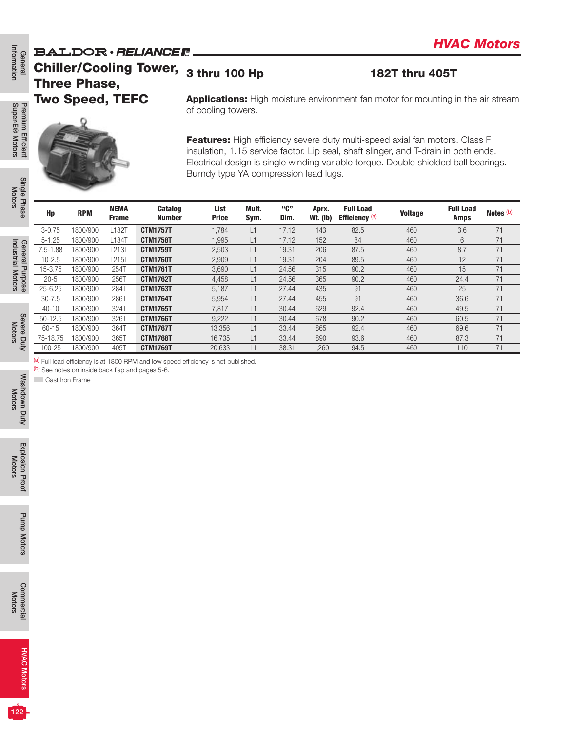BALDOR • RELIANCE

## HVAC Motors

# Chiller/Cooling Tower, Three Phase, Two Speed, TEFC

**3 thru 100 Hp**

**182T thru 405T**

**Applications:** High moisture environment fan motor for mounting in the air stream of cooling towers.

**Features:** High efficiency severe duty multi-speed axial fan motors. Class F insulation, 1.15 service factor. Lip seal, shaft slinger, and T-drain in both ends. Electrical design is single winding variable torque. Double shielded ball bearings. Burndy type YA compression lead lugs.

| Hp | RPM | NEMA Frame | Catalog Number | List Price | Mult. Sym. | "C" Dim. | Aprx. Wt. (lb) | Full Load Efficiency [(a)] | Voltage | Full Load Amps | Notes [(b)] |
|---|---|---|---|---|---|---|---|---|---|---|---|
| 3-0.75 | 1800/900 | L182T | **CTM1757T** | 1,784 | L1 | 17.12 | 143 | 82.5 | 460 | 3.6 | 71 |
| 5-1.25 | 1800/900 | L184T | **CTM1758T** | 1,995 | L1 | 17.12 | 152 | 84 | 460 | 6 | 71 |
| 7.5-1.88 | 1800/900 | L213T | **CTM1759T** | 2,503 | L1 | 19.31 | 206 | 87.5 | 460 | 8.7 | 71 |
| 10-2.5 | 1800/900 | L215T | **CTM1760T** | 2,909 | L1 | 19.31 | 204 | 89.5 | 460 | 12 | 71 |
| 15-3.75 | 1800/900 | 254T | **CTM1761T** | 3,690 | L1 | 24.56 | 315 | 90.2 | 460 | 15 | 71 |
| 20-5 | 1800/900 | 256T | **CTM1762T** | 4,458 | L1 | 24.56 | 365 | 90.2 | 460 | 24.4 | 71 |
| 25-6.25 | 1800/900 | 284T | **CTM1763T** | 5,187 | L1 | 27.44 | 435 | 91 | 460 | 25 | 71 |
| 30-7.5 | 1800/900 | 286T | **CTM1764T** | 5,954 | L1 | 27.44 | 455 | 91 | 460 | 36.6 | 71 |
| 40-10 | 1800/900 | 324T | **CTM1765T** | 7,817 | L1 | 30.44 | 629 | 92.4 | 460 | 49.5 | 71 |
| 50-12.5 | 1800/900 | 326T | **CTM1766T** | 9,222 | L1 | 30.44 | 678 | 90.2 | 460 | 60.5 | 71 |
| 60-15 | 1800/900 | 364T | **CTM1767T** | 13,356 | L1 | 33.44 | 865 | 92.4 | 460 | 69.6 | 71 |
| 75-18.75 | 1800/900 | 365T | **CTM1768T** | 16,735 | L1 | 33.44 | 890 | 93.6 | 460 | 87.3 | 71 |
| 100-25 | 1800/900 | 405T | **CTM1769T** | 20,633 | L1 | 38.31 | 1,260 | 94.5 | 460 | 110 | 71 |

[(a)] Full load efficiency is at 1800 RPM and low speed efficiency is not published.

[(b)] See notes on inside back flap and pages 5-6.

Cast Iron Frame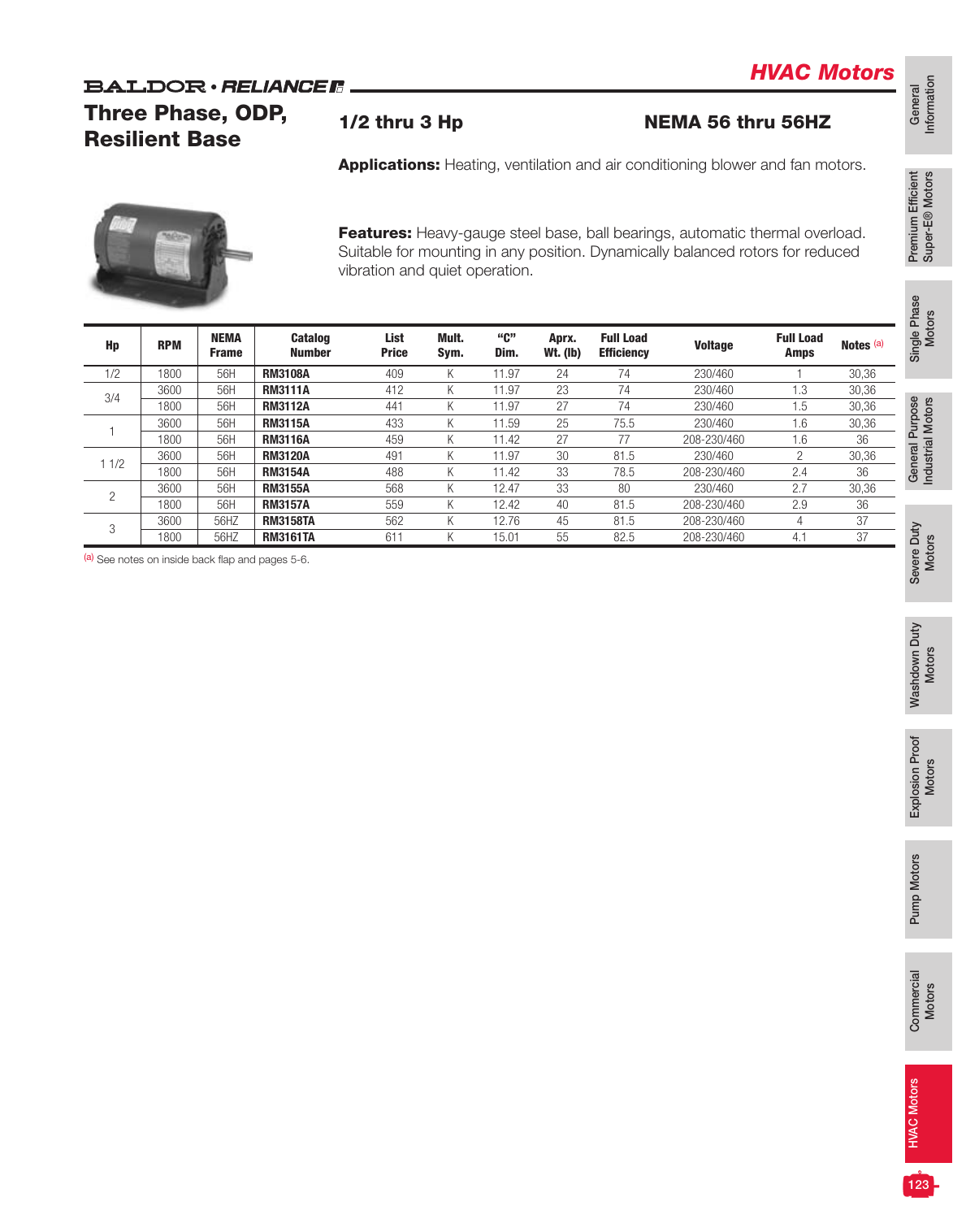**BALDOR • RELIANCE**

## HVAC Motors

# Three Phase, ODP, Resilient Base

### 1/2 thru 3 Hp

### NEMA 56 thru 56HZ

**Applications:** Heating, ventilation and air conditioning blower and fan motors.

**Features:** Heavy-gauge steel base, ball bearings, automatic thermal overload. Suitable for mounting in any position. Dynamically balanced rotors for reduced vibration and quiet operation.

| Hp | RPM | NEMA Frame | Catalog Number | List Price | Mult. Sym. | "C" Dim. | Aprx. Wt. (lb) | Full Load Efficiency | Voltage | Full Load Amps | Notes [a] |
|---|---|---|---|---|---|---|---|---|---|---|---|
| 1/2 | 1800 | 56H | **RM3108A** | 409 | K | 11.97 | 24 | 74 | 230/460 | 1 | 30,36 |
| 3/4 | 3600 | 56H | **RM3111A** | 412 | K | 11.97 | 23 | 74 | 230/460 | 1.3 | 30,36 |
| | 1800 | 56H | **RM3112A** | 441 | K | 11.97 | 27 | 74 | 230/460 | 1.5 | 30,36 |
| 1 | 3600 | 56H | **RM3115A** | 433 | K | 11.59 | 25 | 75.5 | 230/460 | 1.6 | 30,36 |
| | 1800 | 56H | **RM3116A** | 459 | K | 11.42 | 27 | 77 | 208-230/460 | 1.6 | 36 |
| 1 1/2 | 3600 | 56H | **RM3120A** | 491 | K | 11.97 | 30 | 81.5 | 230/460 | 2 | 30,36 |
| | 1800 | 56H | **RM3154A** | 488 | K | 11.42 | 33 | 78.5 | 208-230/460 | 2.4 | 36 |
| 2 | 3600 | 56H | **RM3155A** | 568 | K | 12.47 | 33 | 80 | 230/460 | 2.7 | 30,36 |
| | 1800 | 56H | **RM3157A** | 559 | K | 12.42 | 40 | 81.5 | 208-230/460 | 2.9 | 36 |
| 3 | 3600 | 56HZ | **RM3158TA** | 562 | K | 12.76 | 45 | 81.5 | 208-230/460 | 4 | 37 |
| | 1800 | 56HZ | **RM3161TA** | 611 | K | 15.01 | 55 | 82.5 | 208-230/460 | 4.1 | 37 |

[a] See notes on inside back flap and pages 5-6.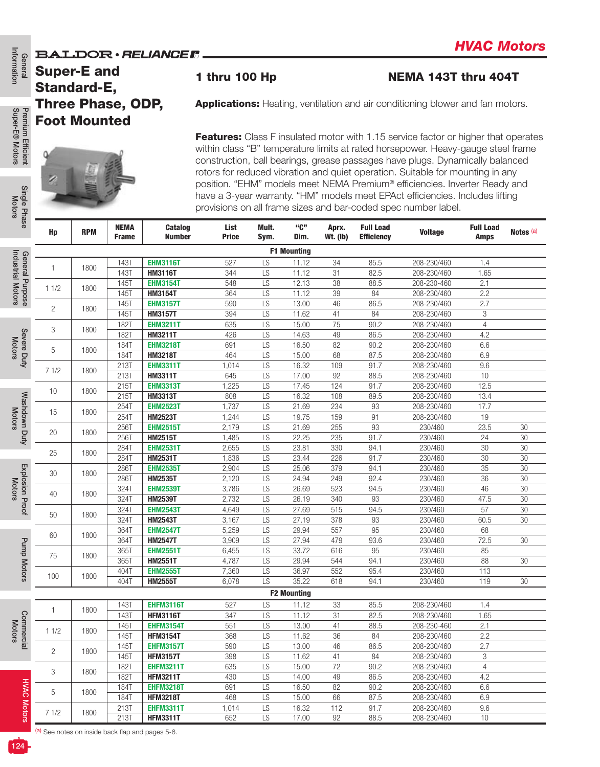# HVAC Motors

BALDOR • RELIANCE

## Super-E and Standard-E, Three Phase, ODP, Foot Mounted

**1 thru 100 Hp** **NEMA 143T thru 404T**

**Applications:** Heating, ventilation and air conditioning blower and fan motors.

**Features:** Class F insulated motor with 1.15 service factor or higher that operates within class "B" temperature limits at rated horsepower. Heavy-gauge steel frame construction, ball bearings, grease passages have plugs. Dynamically balanced rotors for reduced vibration and quiet operation. Suitable for mounting in any position. "EHM" models meet NEMA Premium® efficiencies. Inverter Ready and have a 3-year warranty. "HM" models meet EPAct efficiencies. Includes lifting provisions on all frame sizes and bar-coded spec number label.

| Hp | RPM | NEMA Frame | Catalog Number | List Price | Mult. Sym. | "C" Dim. | Aprx. Wt. (lb) | Full Load Efficiency | Voltage | Full Load Amps | Notes [a] |
|---|---|---|---|---|---|---|---|---|---|---|---|
| **F1 Mounting** | | | | | | | | | | | |
| 1 | 1800 | 143T | **EHM3116T** | 527 | LS | 11.12 | 34 | 85.5 | 208-230/460 | 1.4 | |
| | | 143T | **HM3116T** | 344 | LS | 11.12 | 31 | 82.5 | 208-230/460 | 1.65 | |
| 1 1/2 | 1800 | 145T | **EHM3154T** | 548 | LS | 12.13 | 38 | 88.5 | 208-230-460 | 2.1 | |
| | | 145T | **HM3154T** | 364 | LS | 11.12 | 39 | 84 | 208-230/460 | 2.2 | |
| 2 | 1800 | 145T | **EHM3157T** | 590 | LS | 13.00 | 46 | 86.5 | 208-230/460 | 2.7 | |
| | | 145T | **HM3157T** | 394 | LS | 11.62 | 41 | 84 | 208-230/460 | 3 | |
| 3 | 1800 | 182T | **EHM3211T** | 635 | LS | 15.00 | 75 | 90.2 | 208-230/460 | 4 | |
| | | 182T | **HM3211T** | 426 | LS | 14.63 | 49 | 86.5 | 208-230/460 | 4.2 | |
| 5 | 1800 | 184T | **EHM3218T** | 691 | LS | 16.50 | 82 | 90.2 | 208-230/460 | 6.6 | |
| | | 184T | **HM3218T** | 464 | LS | 15.00 | 68 | 87.5 | 208-230/460 | 6.9 | |
| 7 1/2 | 1800 | 213T | **EHM3311T** | 1,014 | LS | 16.32 | 109 | 91.7 | 208-230/460 | 9.6 | |
| | | 213T | **HM3311T** | 645 | LS | 17.00 | 92 | 88.5 | 208-230/460 | 10 | |
| 10 | 1800 | 215T | **EHM3313T** | 1,225 | LS | 17.45 | 124 | 91.7 | 208-230/460 | 12.5 | |
| | | 215T | **HM3313T** | 808 | LS | 16.32 | 108 | 89.5 | 208-230/460 | 13.4 | |
| 15 | 1800 | 254T | **EHM2523T** | 1,737 | LS | 21.69 | 234 | 93 | 208-230/460 | 17.7 | |
| | | 254T | **HM2523T** | 1,244 | LS | 19.75 | 159 | 91 | 208-230/460 | 19 | |
| 20 | 1800 | 256T | **EHM2515T** | 2,179 | LS | 21.69 | 255 | 93 | 230/460 | 23.5 | 30 |
| | | 256T | **HM2515T** | 1,485 | LS | 22.25 | 235 | 91.7 | 230/460 | 24 | 30 |
| 25 | 1800 | 284T | **EHM2531T** | 2,655 | LS | 23.81 | 330 | 94.1 | 230/460 | 30 | 30 |
| | | 284T | **HM2531T** | 1,836 | LS | 23.44 | 226 | 91.7 | 230/460 | 30 | 30 |
| 30 | 1800 | 286T | **EHM2535T** | 2,904 | LS | 25.06 | 379 | 94.1 | 230/460 | 35 | 30 |
| | | 286T | **HM2535T** | 2,120 | LS | 24.94 | 249 | 92.4 | 230/460 | 36 | 30 |
| 40 | 1800 | 324T | **EHM2539T** | 3,786 | LS | 26.69 | 523 | 94.5 | 230/460 | 46 | 30 |
| | | 324T | **HM2539T** | 2,732 | LS | 26.19 | 340 | 93 | 230/460 | 47.5 | 30 |
| 50 | 1800 | 324T | **EHM2543T** | 4,649 | LS | 27.69 | 515 | 94.5 | 230/460 | 57 | 30 |
| | | 324T | **HM2543T** | 3,167 | LS | 27.19 | 378 | 93 | 230/460 | 60.5 | 30 |
| 60 | 1800 | 364T | **EHM2547T** | 5,259 | LS | 29.94 | 557 | 95 | 230/460 | 68 | |
| | | 364T | **HM2547T** | 3,909 | LS | 27.94 | 479 | 93.6 | 230/460 | 72.5 | 30 |
| 75 | 1800 | 365T | **EHM2551T** | 6,455 | LS | 33.72 | 616 | 95 | 230/460 | 85 | |
| | | 365T | **HM2551T** | 4,787 | LS | 29.94 | 544 | 94.1 | 230/460 | 88 | 30 |
| 100 | 1800 | 404T | **EHM2555T** | 7,360 | LS | 36.97 | 552 | 95.4 | 230/460 | 113 | |
| | | 404T | **HM2555T** | 6,078 | LS | 35.22 | 618 | 94.1 | 230/460 | 119 | 30 |
| **F2 Mounting** | | | | | | | | | | | |
| 1 | 1800 | 143T | **EHFM3116T** | 527 | LS | 11.12 | 33 | 85.5 | 208-230/460 | 1.4 | |
| | | 143T | **HFM3116T** | 347 | LS | 11.12 | 31 | 82.5 | 208-230/460 | 1.65 | |
| 1 1/2 | 1800 | 145T | **EHFM3154T** | 551 | LS | 13.00 | 41 | 88.5 | 208-230-460 | 2.1 | |
| | | 145T | **HFM3154T** | 368 | LS | 11.62 | 36 | 84 | 208-230/460 | 2.2 | |
| 2 | 1800 | 145T | **EHFM3157T** | 590 | LS | 13.00 | 46 | 86.5 | 208-230/460 | 2.7 | |
| | | 145T | **HFM3157T** | 398 | LS | 11.62 | 41 | 84 | 208-230/460 | 3 | |
| 3 | 1800 | 182T | **EHFM3211T** | 635 | LS | 15.00 | 72 | 90.2 | 208-230/460 | 4 | |
| | | 182T | **HFM3211T** | 430 | LS | 14.00 | 49 | 86.5 | 208-230/460 | 4.2 | |
| 5 | 1800 | 184T | **EHFM3218T** | 691 | LS | 16.50 | 82 | 90.2 | 208-230/460 | 6.6 | |
| | | 184T | **HFM3218T** | 468 | LS | 15.00 | 66 | 87.5 | 208-230/460 | 6.9 | |
| 7 1/2 | 1800 | 213T | **EHFM3311T** | 1,014 | LS | 16.32 | 112 | 91.7 | 208-230/460 | 9.6 | |
| | | 213T | **HFM3311T** | 652 | LS | 17.00 | 92 | 88.5 | 208-230/460 | 10 | |

[a] See notes on inside back flap and pages 5-6.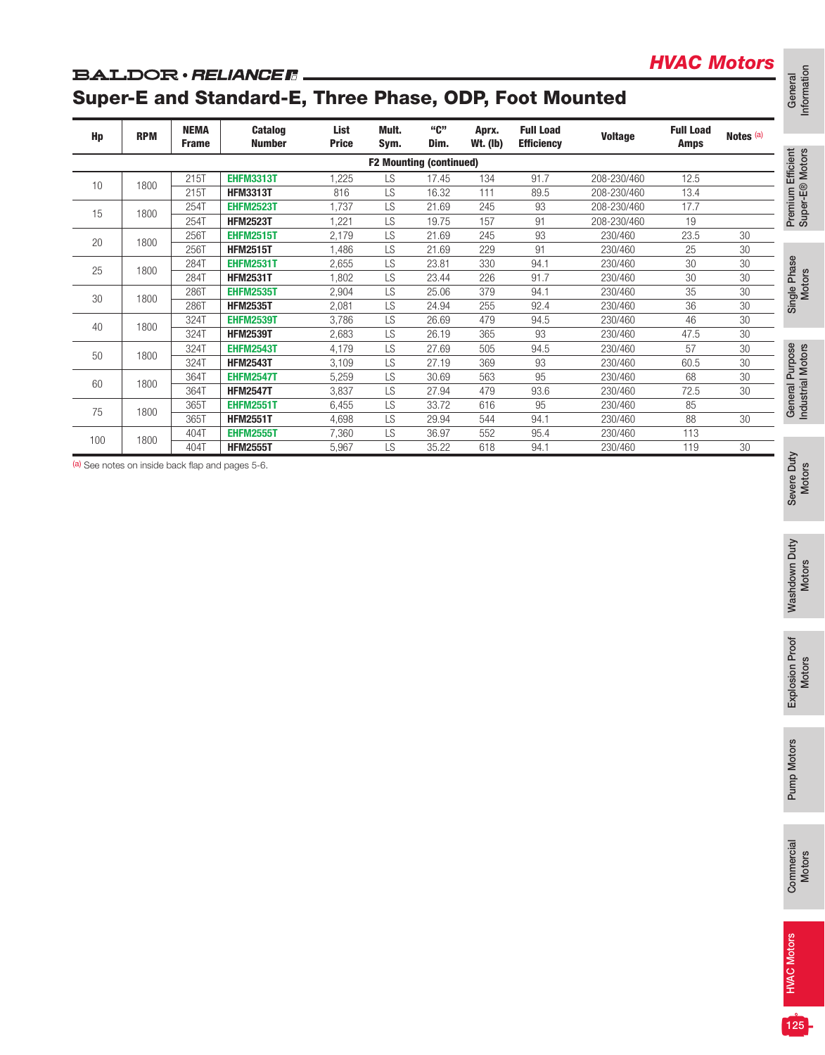## HVAC Motors

BALDOR • RELIANCE

# Super-E and Standard-E, Three Phase, ODP, Foot Mounted

| Hp | RPM | NEMA Frame | Catalog Number | List Price | Mult. Sym. | "C" Dim. | Aprx. Wt. (lb) | Full Load Efficiency | Voltage | Full Load Amps | Notes [(a)] |
|---|---|---|---|---|---|---|---|---|---|---|---|
| **F2 Mounting (continued)** | | | | | | | | | | | |
| 10 | 1800 | 215T | **EHFM3313T** | 1,225 | LS | 17.45 | 134 | 91.7 | 208-230/460 | 12.5 | |
| | | 215T | **HFM3313T** | 816 | LS | 16.32 | 111 | 89.5 | 208-230/460 | 13.4 | |
| 15 | 1800 | 254T | **EHFM2523T** | 1,737 | LS | 21.69 | 245 | 93 | 208-230/460 | 17.7 | |
| | | 254T | **HFM2523T** | 1,221 | LS | 19.75 | 157 | 91 | 208-230/460 | 19 | |
| 20 | 1800 | 256T | **EHFM2515T** | 2,179 | LS | 21.69 | 245 | 93 | 230/460 | 23.5 | 30 |
| | | 256T | **HFM2515T** | 1,486 | LS | 21.69 | 229 | 91 | 230/460 | 25 | 30 |
| 25 | 1800 | 284T | **EHFM2531T** | 2,655 | LS | 23.81 | 330 | 94.1 | 230/460 | 30 | 30 |
| | | 284T | **HFM2531T** | 1,802 | LS | 23.44 | 226 | 91.7 | 230/460 | 30 | 30 |
| 30 | 1800 | 286T | **EHFM2535T** | 2,904 | LS | 25.06 | 379 | 94.1 | 230/460 | 35 | 30 |
| | | 286T | **HFM2535T** | 2,081 | LS | 24.94 | 255 | 92.4 | 230/460 | 36 | 30 |
| 40 | 1800 | 324T | **EHFM2539T** | 3,786 | LS | 26.69 | 479 | 94.5 | 230/460 | 46 | 30 |
| | | 324T | **HFM2539T** | 2,683 | LS | 26.19 | 365 | 93 | 230/460 | 47.5 | 30 |
| 50 | 1800 | 324T | **EHFM2543T** | 4,179 | LS | 27.69 | 505 | 94.5 | 230/460 | 57 | 30 |
| | | 324T | **HFM2543T** | 3,109 | LS | 27.19 | 369 | 93 | 230/460 | 60.5 | 30 |
| 60 | 1800 | 364T | **EHFM2547T** | 5,259 | LS | 30.69 | 563 | 95 | 230/460 | 68 | 30 |
| | | 364T | **HFM2547T** | 3,837 | LS | 27.94 | 479 | 93.6 | 230/460 | 72.5 | 30 |
| 75 | 1800 | 365T | **EHFM2551T** | 6,455 | LS | 33.72 | 616 | 95 | 230/460 | 85 | |
| | | 365T | **HFM2551T** | 4,698 | LS | 29.94 | 544 | 94.1 | 230/460 | 88 | 30 |
| 100 | 1800 | 404T | **EHFM2555T** | 7,360 | LS | 36.97 | 552 | 95.4 | 230/460 | 113 | |
| | | 404T | **HFM2555T** | 5,967 | LS | 35.22 | 618 | 94.1 | 230/460 | 119 | 30 |

[(a)] See notes on inside back flap and pages 5-6.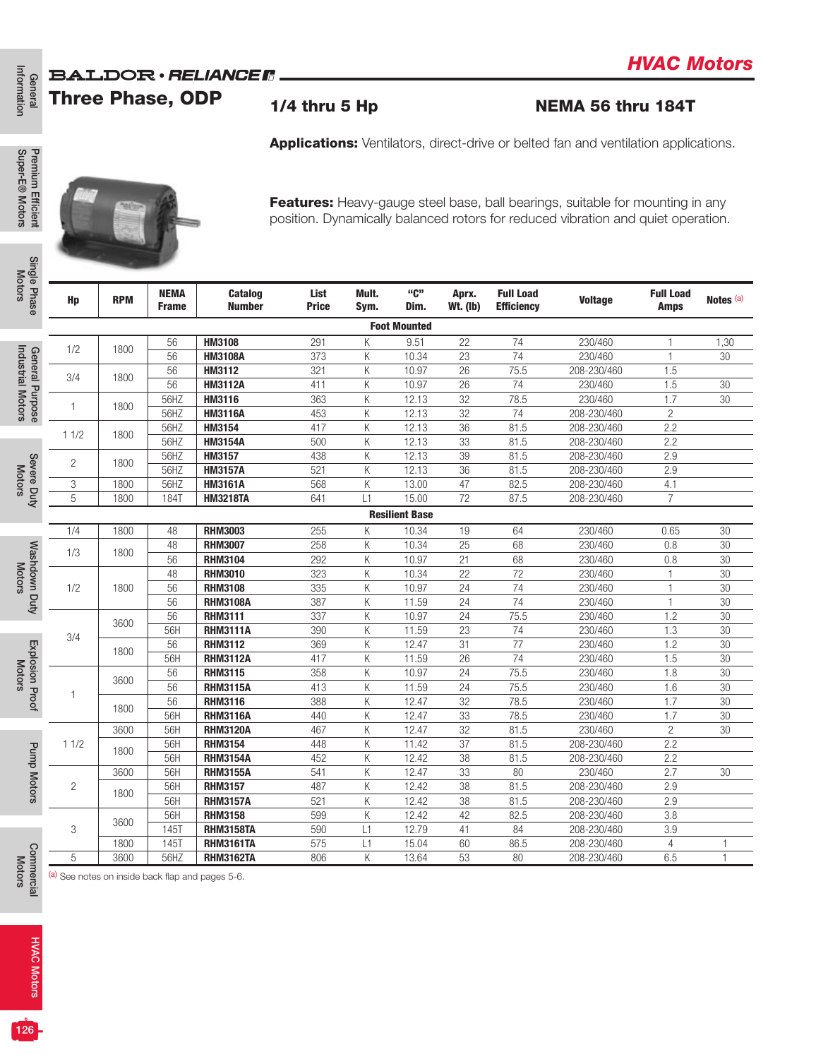# HVAC Motors

BALDOR • RELIANCE

## Three Phase, ODP

### 1/4 thru 5 Hp

### NEMA 56 thru 184T

**Applications:** Ventilators, direct-drive or belted fan and ventilation applications.

**Features:** Heavy-gauge steel base, ball bearings, suitable for mounting in any position. Dynamically balanced rotors for reduced vibration and quiet operation.

| Hp | RPM | NEMA Frame | Catalog Number | List Price | Mult. Sym. | "C" Dim. | Aprx. Wt. (lb) | Full Load Efficiency | Voltage | Full Load Amps | Notes [a] |
|---|---|---|---|---|---|---|---|---|---|---|---|
| **Foot Mounted** | | | | | | | | | | | |
| 1/2 | 1800 | 56 | **HM3108** | 291 | K | 9.51 | 22 | 74 | 230/460 | 1 | 1,30 |
| | | 56 | **HM3108A** | 373 | K | 10.34 | 23 | 74 | 230/460 | 1 | 30 |
| 3/4 | 1800 | 56 | **HM3112** | 321 | K | 10.97 | 26 | 75.5 | 208-230/460 | 1.5 | |
| | | 56 | **HM3112A** | 411 | K | 10.97 | 26 | 74 | 230/460 | 1.5 | 30 |
| 1 | 1800 | 56HZ | **HM3116** | 363 | K | 12.13 | 32 | 78.5 | 230/460 | 1.7 | 30 |
| | | 56HZ | **HM3116A** | 453 | K | 12.13 | 32 | 74 | 208-230/460 | 2 | |
| 1 1/2 | 1800 | 56HZ | **HM3154** | 417 | K | 12.13 | 36 | 81.5 | 208-230/460 | 2.2 | |
| | | 56HZ | **HM3154A** | 500 | K | 12.13 | 33 | 81.5 | 208-230/460 | 2.2 | |
| 2 | 1800 | 56HZ | **HM3157** | 438 | K | 12.13 | 39 | 81.5 | 208-230/460 | 2.9 | |
| | | 56HZ | **HM3157A** | 521 | K | 12.13 | 36 | 81.5 | 208-230/460 | 2.9 | |
| 3 | 1800 | 56HZ | **HM3161A** | 568 | K | 13.00 | 47 | 82.5 | 208-230/460 | 4.1 | |
| 5 | 1800 | 184T | **HM3218TA** | 641 | L1 | 15.00 | 72 | 87.5 | 208-230/460 | 7 | |
| **Resilient Base** | | | | | | | | | | | |
| 1/4 | 1800 | 48 | **RHM3003** | 255 | K | 10.34 | 19 | 64 | 230/460 | 0.65 | 30 |
| 1/3 | 1800 | 48 | **RHM3007** | 258 | K | 10.34 | 25 | 68 | 230/460 | 0.8 | 30 |
| | | 56 | **RHM3104** | 292 | K | 10.97 | 21 | 68 | 230/460 | 0.8 | 30 |
| 1/2 | 1800 | 48 | **RHM3010** | 323 | K | 10.34 | 22 | 72 | 230/460 | 1 | 30 |
| | | 56 | **RHM3108** | 335 | K | 10.97 | 24 | 74 | 230/460 | 1 | 30 |
| | | 56 | **RHM3108A** | 387 | K | 11.59 | 24 | 74 | 230/460 | 1 | 30 |
| 3/4 | 3600 | 56 | **RHM3111** | 337 | K | 10.97 | 24 | 75.5 | 230/460 | 1.2 | 30 |
| | | 56H | **RHM3111A** | 390 | K | 11.59 | 23 | 74 | 230/460 | 1.3 | 30 |
| | 1800 | 56 | **RHM3112** | 369 | K | 12.47 | 31 | 77 | 230/460 | 1.2 | 30 |
| | | 56H | **RHM3112A** | 417 | K | 11.59 | 26 | 74 | 230/460 | 1.5 | 30 |
| 1 | 3600 | 56 | **RHM3115** | 358 | K | 10.97 | 24 | 75.5 | 230/460 | 1.8 | 30 |
| | | 56 | **RHM3115A** | 413 | K | 11.59 | 24 | 75.5 | 230/460 | 1.6 | 30 |
| | 1800 | 56 | **RHM3116** | 388 | K | 12.47 | 32 | 78.5 | 230/460 | 1.7 | 30 |
| | | 56H | **RHM3116A** | 440 | K | 12.47 | 33 | 78.5 | 230/460 | 1.7 | 30 |
| 1 1/2 | 3600 | 56H | **RHM3120A** | 467 | K | 12.47 | 32 | 81.5 | 230/460 | 2 | 30 |
| | 1800 | 56H | **RHM3154** | 448 | K | 11.42 | 37 | 81.5 | 208-230/460 | 2.2 | |
| | | 56H | **RHM3154A** | 452 | K | 12.42 | 38 | 81.5 | 208-230/460 | 2.2 | |
| 2 | 3600 | 56H | **RHM3155A** | 541 | K | 12.47 | 33 | 80 | 230/460 | 2.7 | 30 |
| | 1800 | 56H | **RHM3157** | 487 | K | 12.42 | 38 | 81.5 | 208-230/460 | 2.9 | |
| | | 56H | **RHM3157A** | 521 | K | 12.42 | 38 | 81.5 | 208-230/460 | 2.9 | |
| 3 | 3600 | 56H | **RHM3158** | 599 | K | 12.42 | 42 | 82.5 | 208-230/460 | 3.8 | |
| | | 145T | **RHM3158TA** | 590 | L1 | 12.79 | 41 | 84 | 208-230/460 | 3.9 | |
| | 1800 | 145T | **RHM3161TA** | 575 | L1 | 15.04 | 60 | 86.5 | 208-230/460 | 4 | 1 |
| 5 | 3600 | 56HZ | **RHM3162TA** | 806 | K | 13.64 | 53 | 80 | 208-230/460 | 6.5 | 1 |

[a] See notes on inside back flap and pages 5-6.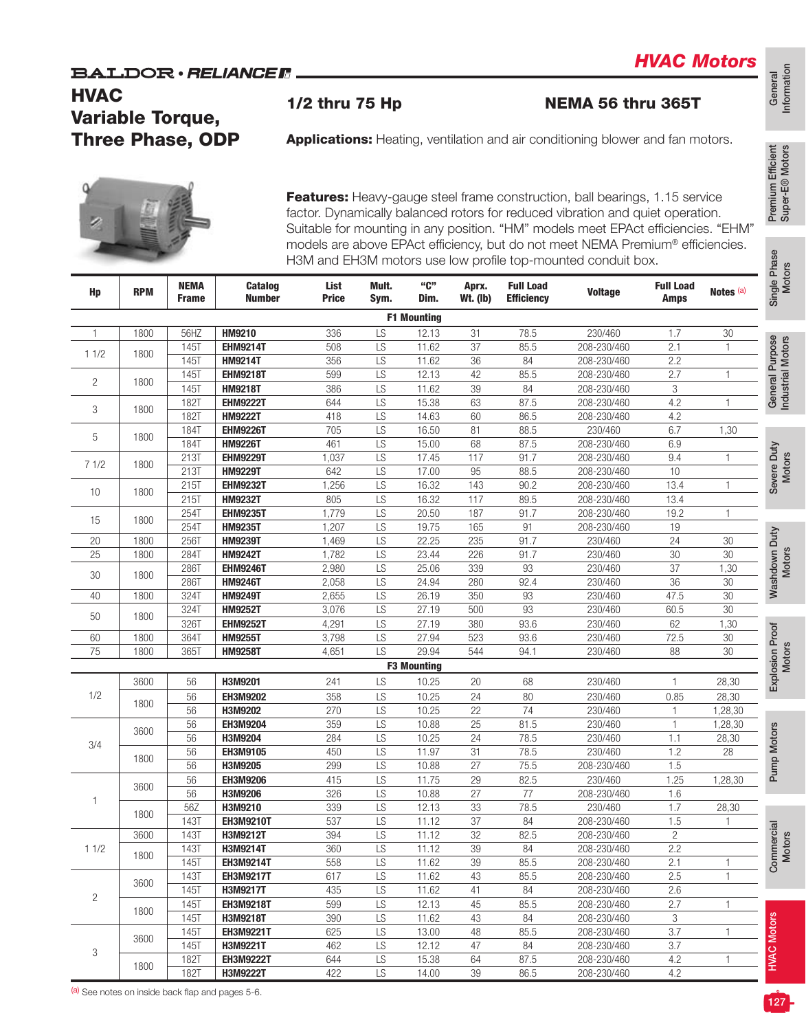# HVAC Motors

BALDOR • RELIANCE

## HVAC Variable Torque, Three Phase, ODP

**1/2 thru 75 Hp** **NEMA 56 thru 365T**

**Applications:** Heating, ventilation and air conditioning blower and fan motors.

**Features:** Heavy-gauge steel frame construction, ball bearings, 1.15 service factor. Dynamically balanced rotors for reduced vibration and quiet operation. Suitable for mounting in any position. "HM" models meet EPAct efficiencies. "EHM" models are above EPAct efficiency, but do not meet NEMA Premium® efficiencies. H3M and EH3M motors use low profile top-mounted conduit box.

| Hp | RPM | NEMA Frame | Catalog Number | List Price | Mult. Sym. | "C" Dim. | Aprx. Wt. (lb) | Full Load Efficiency | Voltage | Full Load Amps | Notes [a] |
|---|---|---|---|---|---|---|---|---|---|---|---|
| | | | | | **F1 Mounting** | | | | | | |
| 1 | 1800 | 56HZ | **HM9210** | 336 | LS | 12.13 | 31 | 78.5 | 230/460 | 1.7 | 30 |
| 1 1/2 | 1800 | 145T | **EHM9214T** | 508 | LS | 11.62 | 37 | 85.5 | 208-230/460 | 2.1 | 1 |
| | | 145T | **HM9214T** | 356 | LS | 11.62 | 36 | 84 | 208-230/460 | 2.2 | |
| 2 | 1800 | 145T | **EHM9218T** | 599 | LS | 12.13 | 42 | 85.5 | 208-230/460 | 2.7 | 1 |
| | | 145T | **HM9218T** | 386 | LS | 11.62 | 39 | 84 | 208-230/460 | 3 | |
| 3 | 1800 | 182T | **EHM9222T** | 644 | LS | 15.38 | 63 | 87.5 | 208-230/460 | 4.2 | 1 |
| | | 182T | **HM9222T** | 418 | LS | 14.63 | 60 | 86.5 | 208-230/460 | 4.2 | |
| 5 | 1800 | 184T | **EHM9226T** | 705 | LS | 16.50 | 81 | 88.5 | 230/460 | 6.7 | 1,30 |
| | | 184T | **HM9226T** | 461 | LS | 15.00 | 68 | 87.5 | 208-230/460 | 6.9 | |
| 7 1/2 | 1800 | 213T | **EHM9229T** | 1,037 | LS | 17.45 | 117 | 91.7 | 208-230/460 | 9.4 | 1 |
| | | 213T | **HM9229T** | 642 | LS | 17.00 | 95 | 88.5 | 208-230/460 | 10 | |
| 10 | 1800 | 215T | **EHM9232T** | 1,256 | LS | 16.32 | 143 | 90.2 | 208-230/460 | 13.4 | 1 |
| | | 215T | **HM9232T** | 805 | LS | 16.32 | 117 | 89.5 | 208-230/460 | 13.4 | |
| 15 | 1800 | 254T | **EHM9235T** | 1,779 | LS | 20.50 | 187 | 91.7 | 208-230/460 | 19.2 | 1 |
| | | 254T | **HM9235T** | 1,207 | LS | 19.75 | 165 | 91 | 208-230/460 | 19 | |
| 20 | 1800 | 256T | **HM9239T** | 1,469 | LS | 22.25 | 235 | 91.7 | 230/460 | 24 | 30 |
| 25 | 1800 | 284T | **HM9242T** | 1,782 | LS | 23.44 | 226 | 91.7 | 230/460 | 30 | 30 |
| 30 | 1800 | 286T | **EHM9246T** | 2,980 | LS | 25.06 | 339 | 93 | 230/460 | 37 | 1,30 |
| | | 286T | **HM9246T** | 2,058 | LS | 24.94 | 280 | 92.4 | 230/460 | 36 | 30 |
| 40 | 1800 | 324T | **HM9249T** | 2,655 | LS | 26.19 | 350 | 93 | 230/460 | 47.5 | 30 |
| 50 | 1800 | 324T | **HM9252T** | 3,076 | LS | 27.19 | 500 | 93 | 230/460 | 60.5 | 30 |
| | | 326T | **EHM9252T** | 4,291 | LS | 27.19 | 380 | 93.6 | 230/460 | 62 | 1,30 |
| 60 | 1800 | 364T | **HM9255T** | 3,798 | LS | 27.94 | 523 | 93.6 | 230/460 | 72.5 | 30 |
| 75 | 1800 | 365T | **HM9258T** | 4,651 | LS | 29.94 | 544 | 94.1 | 230/460 | 88 | 30 |
| | | | | | **F3 Mounting** | | | | | | |
| 1/2 | 3600 | 56 | **H3M9201** | 241 | LS | 10.25 | 20 | 68 | 230/460 | 1 | 28,30 |
| | 1800 | 56 | **EH3M9202** | 358 | LS | 10.25 | 24 | 80 | 230/460 | 0.85 | 28,30 |
| | | 56 | **H3M9202** | 270 | LS | 10.25 | 22 | 74 | 230/460 | 1 | 1,28,30 |
| 3/4 | 3600 | 56 | **EH3M9204** | 359 | LS | 10.88 | 25 | 81.5 | 230/460 | 1 | 1,28,30 |
| | | 56 | **H3M9204** | 284 | LS | 10.25 | 24 | 78.5 | 230/460 | 1.1 | 28,30 |
| | 1800 | 56 | **EH3M9105** | 450 | LS | 11.97 | 31 | 78.5 | 230/460 | 1.2 | 28 |
| | | 56 | **H3M9205** | 299 | LS | 10.88 | 27 | 75.5 | 208-230/460 | 1.5 | |
| 1 | 3600 | 56 | **EH3M9206** | 415 | LS | 11.75 | 29 | 82.5 | 230/460 | 1.25 | 1,28,30 |
| | | 56 | **H3M9206** | 326 | LS | 10.88 | 27 | 77 | 208-230/460 | 1.6 | |
| | 1800 | 56Z | **H3M9210** | 339 | LS | 12.13 | 33 | 78.5 | 230/460 | 1.7 | 28,30 |
| | | 143T | **EH3M9210T** | 537 | LS | 11.12 | 37 | 84 | 208-230/460 | 1.5 | 1 |
| 1 1/2 | 3600 | 143T | **H3M9212T** | 394 | LS | 11.12 | 32 | 82.5 | 208-230/460 | 2 | |
| | 1800 | 143T | **H3M9214T** | 360 | LS | 11.12 | 39 | 84 | 208-230/460 | 2.2 | |
| | | 145T | **EH3M9214T** | 558 | LS | 11.62 | 39 | 85.5 | 208-230/460 | 2.1 | 1 |
| 2 | 3600 | 143T | **EH3M9217T** | 617 | LS | 11.62 | 43 | 85.5 | 208-230/460 | 2.5 | 1 |
| | | 145T | **H3M9217T** | 435 | LS | 11.62 | 41 | 84 | 208-230/460 | 2.6 | |
| | 1800 | 145T | **EH3M9218T** | 599 | LS | 12.13 | 45 | 85.5 | 208-230/460 | 2.7 | 1 |
| | | 145T | **H3M9218T** | 390 | LS | 11.62 | 43 | 84 | 208-230/460 | 3 | |
| 3 | 3600 | 145T | **EH3M9221T** | 625 | LS | 13.00 | 48 | 85.5 | 208-230/460 | 3.7 | 1 |
| | | 145T | **H3M9221T** | 462 | LS | 12.12 | 47 | 84 | 208-230/460 | 3.7 | |
| | 1800 | 182T | **EH3M9222T** | 644 | LS | 15.38 | 64 | 87.5 | 208-230/460 | 4.2 | 1 |
| | | 182T | **H3M9222T** | 422 | LS | 14.00 | 39 | 86.5 | 208-230/460 | 4.2 | |

[a] See notes on inside back flap and pages 5-6.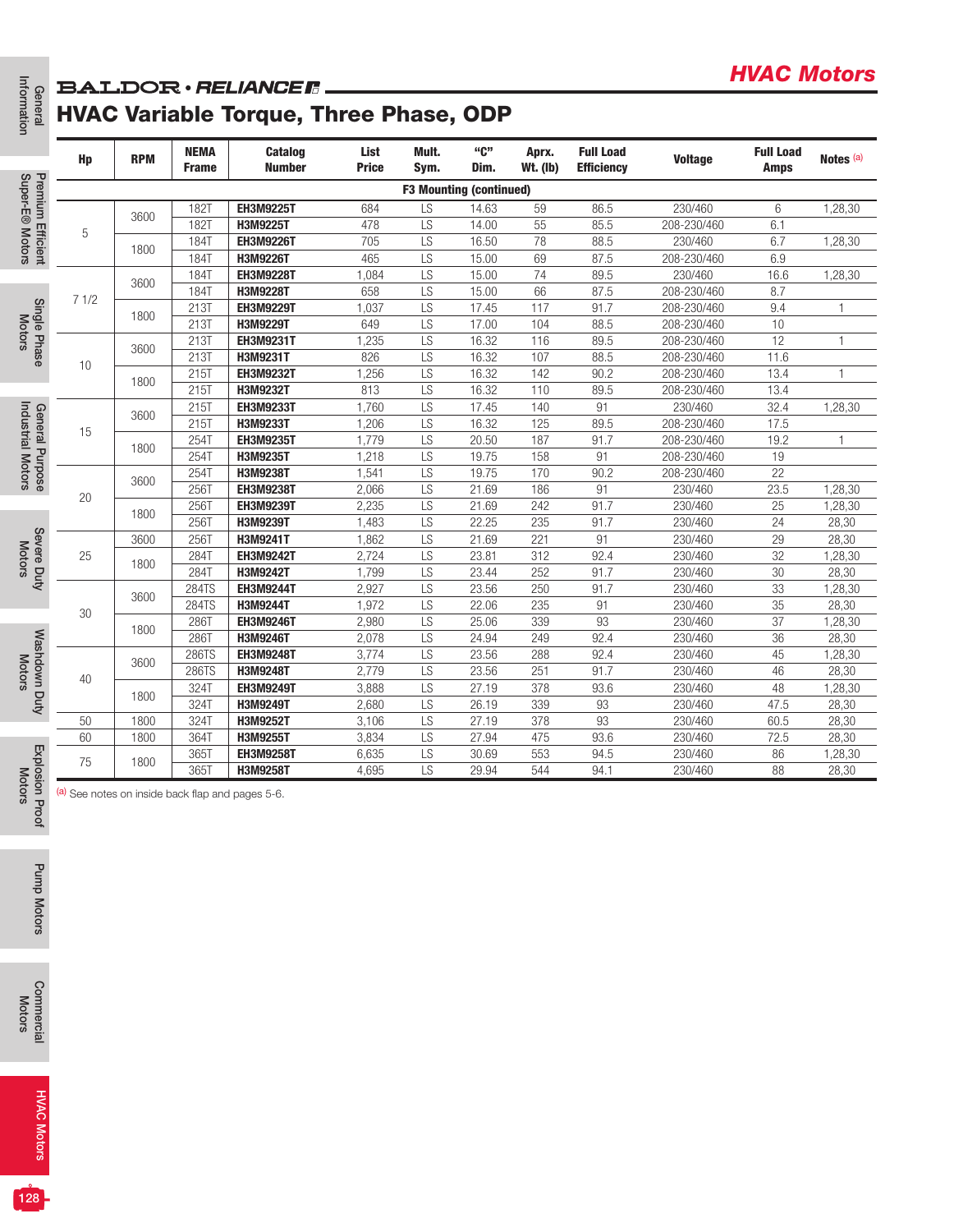# HVAC Motors

BALDOR • RELIANCE

## HVAC Variable Torque, Three Phase, ODP

| Hp | RPM | NEMA Frame | Catalog Number | List Price | Mult. Sym. | "C" Dim. | Aprx. Wt. (lb) | Full Load Efficiency | Voltage | Full Load Amps | Notes (a) |
|---|---|---|---|---|---|---|---|---|---|---|---|
| **F3 Mounting (continued)** | | | | | | | | | | | |
| 5 | 3600 | 182T | **EH3M9225T** | 684 | LS | 14.63 | 59 | 86.5 | 230/460 | 6 | 1,28,30 |
| | | 182T | **H3M9225T** | 478 | LS | 14.00 | 55 | 85.5 | 208-230/460 | 6.1 | |
| | 1800 | 184T | **EH3M9226T** | 705 | LS | 16.50 | 78 | 88.5 | 230/460 | 6.7 | 1,28,30 |
| | | 184T | **H3M9226T** | 465 | LS | 15.00 | 69 | 87.5 | 208-230/460 | 6.9 | |
| 7 1/2 | 3600 | 184T | **EH3M9228T** | 1,084 | LS | 15.00 | 74 | 89.5 | 230/460 | 16.6 | 1,28,30 |
| | | 184T | **H3M9228T** | 658 | LS | 15.00 | 66 | 87.5 | 208-230/460 | 8.7 | |
| | 1800 | 213T | **EH3M9229T** | 1,037 | LS | 17.45 | 117 | 91.7 | 208-230/460 | 9.4 | 1 |
| | | 213T | **H3M9229T** | 649 | LS | 17.00 | 104 | 88.5 | 208-230/460 | 10 | |
| 10 | 3600 | 213T | **EH3M9231T** | 1,235 | LS | 16.32 | 116 | 89.5 | 208-230/460 | 12 | 1 |
| | | 213T | **H3M9231T** | 826 | LS | 16.32 | 107 | 88.5 | 208-230/460 | 11.6 | |
| | 1800 | 215T | **EH3M9232T** | 1,256 | LS | 16.32 | 142 | 90.2 | 208-230/460 | 13.4 | 1 |
| | | 215T | **H3M9232T** | 813 | LS | 16.32 | 110 | 89.5 | 208-230/460 | 13.4 | |
| 15 | 3600 | 215T | **EH3M9233T** | 1,760 | LS | 17.45 | 140 | 91 | 230/460 | 32.4 | 1,28,30 |
| | | 215T | **H3M9233T** | 1,206 | LS | 16.32 | 125 | 89.5 | 208-230/460 | 17.5 | |
| | 1800 | 254T | **EH3M9235T** | 1,779 | LS | 20.50 | 187 | 91.7 | 208-230/460 | 19.2 | 1 |
| | | 254T | **H3M9235T** | 1,218 | LS | 19.75 | 158 | 91 | 208-230/460 | 19 | |
| 20 | 3600 | 254T | **H3M9238T** | 1,541 | LS | 19.75 | 170 | 90.2 | 208-230/460 | 22 | |
| | | 256T | **EH3M9238T** | 2,066 | LS | 21.69 | 186 | 91 | 230/460 | 23.5 | 1,28,30 |
| | 1800 | 256T | **EH3M9239T** | 2,235 | LS | 21.69 | 242 | 91.7 | 230/460 | 25 | 1,28,30 |
| | | 256T | **H3M9239T** | 1,483 | LS | 22.25 | 235 | 91.7 | 230/460 | 24 | 28,30 |
| 25 | 3600 | 256T | **H3M9241T** | 1,862 | LS | 21.69 | 221 | 91 | 230/460 | 29 | 28,30 |
| | 1800 | 284T | **EH3M9242T** | 2,724 | LS | 23.81 | 312 | 92.4 | 230/460 | 32 | 1,28,30 |
| | | 284T | **H3M9242T** | 1,799 | LS | 23.44 | 252 | 91.7 | 230/460 | 30 | 28,30 |
| 30 | 3600 | 284TS | **EH3M9244T** | 2,927 | LS | 23.56 | 250 | 91.7 | 230/460 | 33 | 1,28,30 |
| | | 284TS | **H3M9244T** | 1,972 | LS | 22.06 | 235 | 91 | 230/460 | 35 | 28,30 |
| | 1800 | 286T | **EH3M9246T** | 2,980 | LS | 25.06 | 339 | 93 | 230/460 | 37 | 1,28,30 |
| | | 286T | **H3M9246T** | 2,078 | LS | 24.94 | 249 | 92.4 | 230/460 | 36 | 28,30 |
| 40 | 3600 | 286TS | **EH3M9248T** | 3,774 | LS | 23.56 | 288 | 92.4 | 230/460 | 45 | 1,28,30 |
| | | 286TS | **H3M9248T** | 2,779 | LS | 23.56 | 251 | 91.7 | 230/460 | 46 | 28,30 |
| | 1800 | 324T | **EH3M9249T** | 3,888 | LS | 27.19 | 378 | 93.6 | 230/460 | 48 | 1,28,30 |
| | | 324T | **H3M9249T** | 2,680 | LS | 26.19 | 339 | 93 | 230/460 | 47.5 | 28,30 |
| 50 | 1800 | 324T | **H3M9252T** | 3,106 | LS | 27.19 | 378 | 93 | 230/460 | 60.5 | 28,30 |
| 60 | 1800 | 364T | **H3M9255T** | 3,834 | LS | 27.94 | 475 | 93.6 | 230/460 | 72.5 | 28,30 |
| 75 | 1800 | 365T | **EH3M9258T** | 6,635 | LS | 30.69 | 553 | 94.5 | 230/460 | 86 | 1,28,30 |
| | | 365T | **H3M9258T** | 4,695 | LS | 29.94 | 544 | 94.1 | 230/460 | 88 | 28,30 |

(a) See notes on inside back flap and pages 5-6.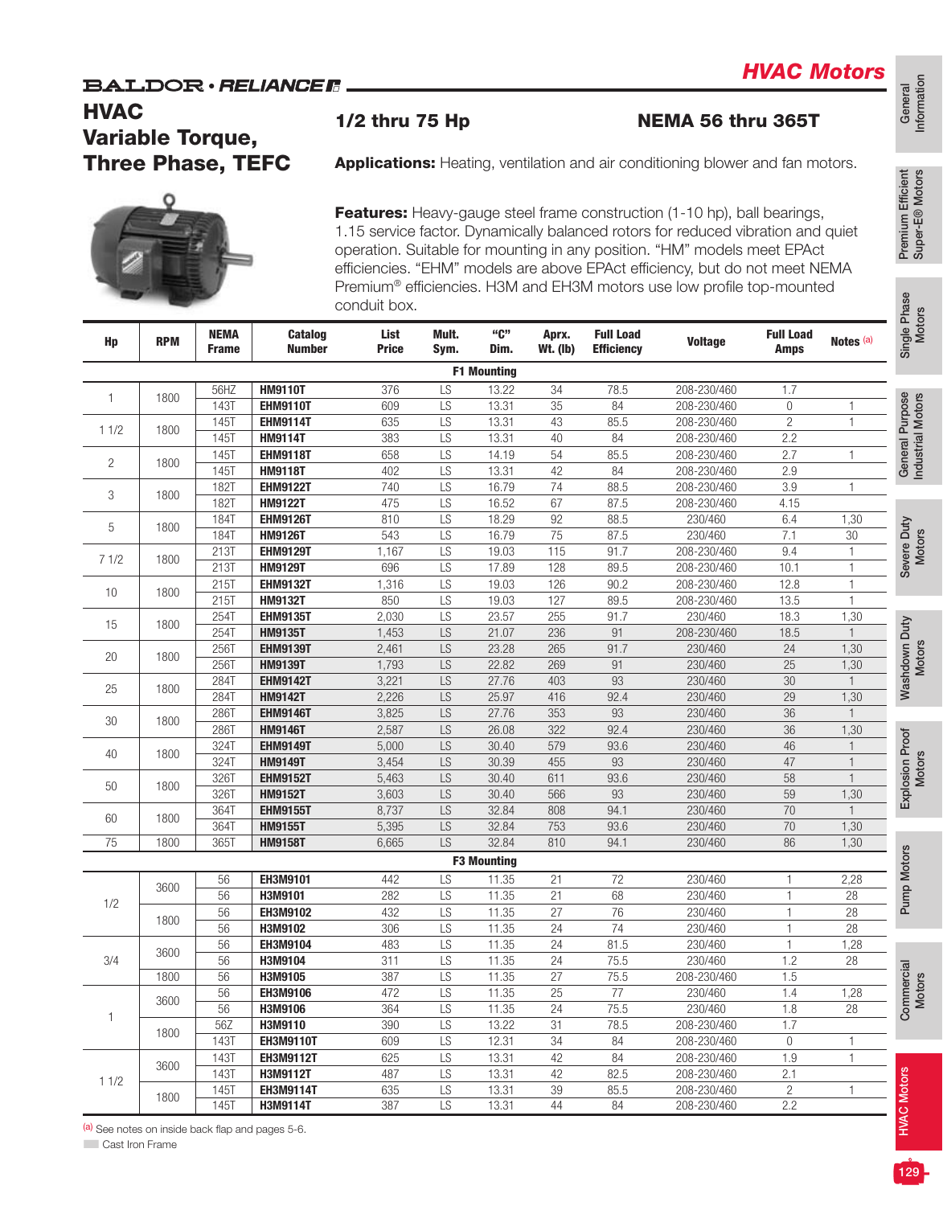# HVAC Motors

## HVAC Variable Torque, Three Phase, TEFC

**1/2 thru 75 Hp** | **NEMA 56 thru 365T**

**Applications:** Heating, ventilation and air conditioning blower and fan motors.

**Features:** Heavy-gauge steel frame construction (1-10 hp), ball bearings, 1.15 service factor. Dynamically balanced rotors for reduced vibration and quiet operation. Suitable for mounting in any position. "HM" models meet EPAct efficiencies. "EHM" models are above EPAct efficiency, but do not meet NEMA Premium® efficiencies. H3M and EH3M motors use low profile top-mounted conduit box.

| Hp | RPM | NEMA Frame | Catalog Number | List Price | Mult. Sym. | "C" Dim. | Aprx. Wt. (lb) | Full Load Efficiency | Voltage | Full Load Amps | Notes [a] |
|---|---|---|---|---|---|---|---|---|---|---|---|
| **F1 Mounting** | | | | | | | | | | | |
| 1 | 1800 | 56HZ | **HM9110T** | 376 | LS | 13.22 | 34 | 78.5 | 208-230/460 | 1.7 | |
| | | 143T | **EHM9110T** | 609 | LS | 13.31 | 35 | 84 | 208-230/460 | 0 | 1 |
| 1 1/2 | 1800 | 145T | **EHM9114T** | 635 | LS | 13.31 | 43 | 85.5 | 208-230/460 | 2 | 1 |
| | | 145T | **HM9114T** | 383 | LS | 13.31 | 40 | 84 | 208-230/460 | 2.2 | |
| 2 | 1800 | 145T | **EHM9118T** | 658 | LS | 14.19 | 54 | 85.5 | 208-230/460 | 2.7 | 1 |
| | | 145T | **HM9118T** | 402 | LS | 13.31 | 42 | 84 | 208-230/460 | 2.9 | |
| 3 | 1800 | 182T | **EHM9122T** | 740 | LS | 16.79 | 74 | 88.5 | 208-230/460 | 3.9 | 1 |
| | | 182T | **HM9122T** | 475 | LS | 16.52 | 67 | 87.5 | 208-230/460 | 4.15 | |
| 5 | 1800 | 184T | **EHM9126T** | 810 | LS | 18.29 | 92 | 88.5 | 230/460 | 6.4 | 1,30 |
| | | 184T | **HM9126T** | 543 | LS | 16.79 | 75 | 87.5 | 230/460 | 7.1 | 30 |
| 7 1/2 | 1800 | 213T | **EHM9129T** | 1,167 | LS | 19.03 | 115 | 91.7 | 208-230/460 | 9.4 | 1 |
| | | 213T | **HM9129T** | 696 | LS | 17.89 | 128 | 89.5 | 208-230/460 | 10.1 | 1 |
| 10 | 1800 | 215T | **EHM9132T** | 1,316 | LS | 19.03 | 126 | 90.2 | 208-230/460 | 12.8 | 1 |
| | | 215T | **HM9132T** | 850 | LS | 19.03 | 127 | 89.5 | 208-230/460 | 13.5 | 1 |
| 15 | 1800 | 254T | **EHM9135T** | 2,030 | LS | 23.57 | 255 | 91.7 | 230/460 | 18.3 | 1,30 |
| | | 254T | **HM9135T** | 1,453 | LS | 21.07 | 236 | 91 | 208-230/460 | 18.5 | 1 |
| 20 | 1800 | 256T | **EHM9139T** | 2,461 | LS | 23.28 | 265 | 91.7 | 230/460 | 24 | 1,30 |
| | | 256T | **HM9139T** | 1,793 | LS | 22.82 | 269 | 91 | 230/460 | 25 | 1,30 |
| 25 | 1800 | 284T | **EHM9142T** | 3,221 | LS | 27.76 | 403 | 93 | 230/460 | 30 | 1 |
| | | 284T | **HM9142T** | 2,226 | LS | 25.97 | 416 | 92.4 | 230/460 | 29 | 1,30 |
| 30 | 1800 | 286T | **EHM9146T** | 3,825 | LS | 27.76 | 353 | 93 | 230/460 | 36 | 1 |
| | | 286T | **HM9146T** | 2,587 | LS | 26.08 | 322 | 92.4 | 230/460 | 36 | 1,30 |
| 40 | 1800 | 324T | **EHM9149T** | 5,000 | LS | 30.40 | 579 | 93.6 | 230/460 | 46 | 1 |
| | | 324T | **HM9149T** | 3,454 | LS | 30.39 | 455 | 93 | 230/460 | 47 | 1 |
| 50 | 1800 | 326T | **EHM9152T** | 5,463 | LS | 30.40 | 611 | 93.6 | 230/460 | 58 | 1 |
| | | 326T | **HM9152T** | 3,603 | LS | 30.40 | 566 | 93 | 230/460 | 59 | 1,30 |
| 60 | 1800 | 364T | **EHM9155T** | 8,737 | LS | 32.84 | 808 | 94.1 | 230/460 | 70 | 1 |
| | | 364T | **HM9155T** | 5,395 | LS | 32.84 | 753 | 93.6 | 230/460 | 70 | 1,30 |
| 75 | 1800 | 365T | **HM9158T** | 6,665 | LS | 32.84 | 810 | 94.1 | 230/460 | 86 | 1,30 |
| **F3 Mounting** | | | | | | | | | | | |
| 1/2 | 3600 | 56 | **EH3M9101** | 442 | LS | 11.35 | 21 | 72 | 230/460 | 1 | 2,28 |
| | | 56 | **H3M9101** | 282 | LS | 11.35 | 21 | 68 | 230/460 | 1 | 28 |
| | 1800 | 56 | **EH3M9102** | 432 | LS | 11.35 | 27 | 76 | 230/460 | 1 | 28 |
| | | 56 | **H3M9102** | 306 | LS | 11.35 | 24 | 74 | 230/460 | 1 | 28 |
| 3/4 | 3600 | 56 | **EH3M9104** | 483 | LS | 11.35 | 24 | 81.5 | 230/460 | 1 | 1,28 |
| | | 56 | **H3M9104** | 311 | LS | 11.35 | 24 | 75.5 | 230/460 | 1.2 | 28 |
| | 1800 | 56 | **H3M9105** | 387 | LS | 11.35 | 27 | 75.5 | 208-230/460 | 1.5 | |
| 1 | 3600 | 56 | **EH3M9106** | 472 | LS | 11.35 | 25 | 77 | 230/460 | 1.4 | 1,28 |
| | | 56 | **H3M9106** | 364 | LS | 11.35 | 24 | 75.5 | 230/460 | 1.8 | 28 |
| | 1800 | 56Z | **H3M9110** | 390 | LS | 13.22 | 31 | 78.5 | 208-230/460 | 1.7 | |
| | | 143T | **EH3M9110T** | 609 | LS | 12.31 | 34 | 84 | 208-230/460 | 0 | 1 |
| 1 1/2 | 3600 | 143T | **EH3M9112T** | 625 | LS | 13.31 | 42 | 84 | 208-230/460 | 1.9 | 1 |
| | | 143T | **H3M9112T** | 487 | LS | 13.31 | 42 | 82.5 | 208-230/460 | 2.1 | |
| | 1800 | 145T | **EH3M9114T** | 635 | LS | 13.31 | 39 | 85.5 | 208-230/460 | 2 | 1 |
| | | 145T | **H3M9114T** | 387 | LS | 13.31 | 44 | 84 | 208-230/460 | 2.2 | |

[a] See notes on inside back flap and pages 5-6.

Cast Iron Frame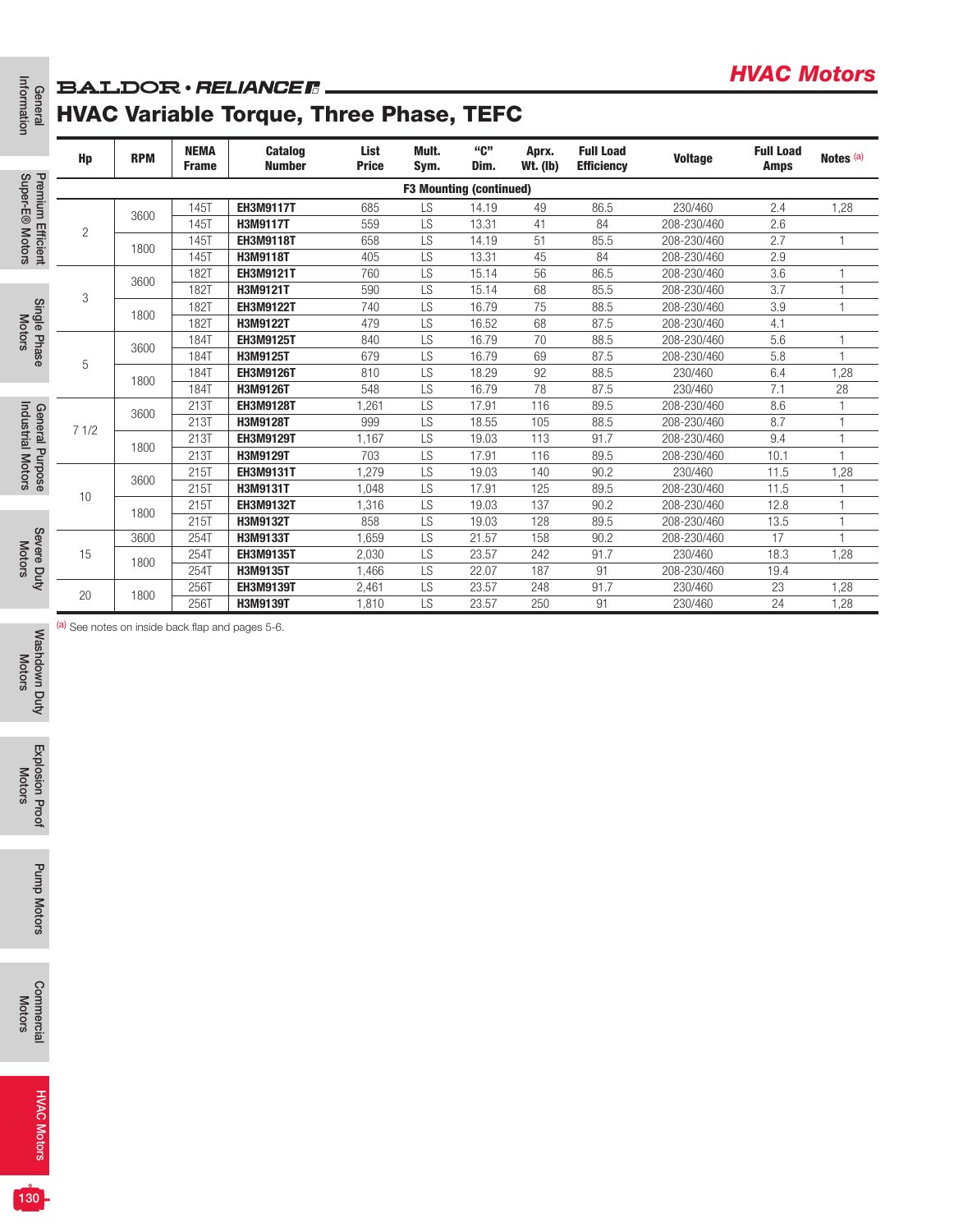# HVAC Variable Torque, Three Phase, TEFC

| Hp | RPM | NEMA Frame | Catalog Number | List Price | Mult. Sym. | "C" Dim. | Aprx. Wt. (lb) | Full Load Efficiency | Voltage | Full Load Amps | Notes [(a)] |
|---|---|---|---|---|---|---|---|---|---|---|---|
| **F3 Mounting (continued)** | | | | | | | | | | | |
| 2 | 3600 | 145T | **EH3M9117T** | 685 | LS | 14.19 | 49 | 86.5 | 230/460 | 2.4 | 1,28 |
| | | 145T | **H3M9117T** | 559 | LS | 13.31 | 41 | 84 | 208-230/460 | 2.6 | |
| | 1800 | 145T | **EH3M9118T** | 658 | LS | 14.19 | 51 | 85.5 | 208-230/460 | 2.7 | 1 |
| | | 145T | **H3M9118T** | 405 | LS | 13.31 | 45 | 84 | 208-230/460 | 2.9 | |
| 3 | 3600 | 182T | **EH3M9121T** | 760 | LS | 15.14 | 56 | 86.5 | 208-230/460 | 3.6 | 1 |
| | | 182T | **H3M9121T** | 590 | LS | 15.14 | 68 | 85.5 | 208-230/460 | 3.7 | 1 |
| | 1800 | 182T | **EH3M9122T** | 740 | LS | 16.79 | 75 | 88.5 | 208-230/460 | 3.9 | 1 |
| | | 182T | **H3M9122T** | 479 | LS | 16.52 | 68 | 87.5 | 208-230/460 | 4.1 | |
| 5 | 3600 | 184T | **EH3M9125T** | 840 | LS | 16.79 | 70 | 88.5 | 208-230/460 | 5.6 | 1 |
| | | 184T | **H3M9125T** | 679 | LS | 16.79 | 69 | 87.5 | 208-230/460 | 5.8 | 1 |
| | 1800 | 184T | **EH3M9126T** | 810 | LS | 18.29 | 92 | 88.5 | 230/460 | 6.4 | 1,28 |
| | | 184T | **H3M9126T** | 548 | LS | 16.79 | 78 | 87.5 | 230/460 | 7.1 | 28 |
| 7 1/2 | 3600 | 213T | **EH3M9128T** | 1,261 | LS | 17.91 | 116 | 89.5 | 208-230/460 | 8.6 | 1 |
| | | 213T | **H3M9128T** | 999 | LS | 18.55 | 105 | 88.5 | 208-230/460 | 8.7 | 1 |
| | 1800 | 213T | **EH3M9129T** | 1,167 | LS | 19.03 | 113 | 91.7 | 208-230/460 | 9.4 | 1 |
| | | 213T | **H3M9129T** | 703 | LS | 17.91 | 116 | 89.5 | 208-230/460 | 10.1 | 1 |
| 10 | 3600 | 215T | **EH3M9131T** | 1,279 | LS | 19.03 | 140 | 90.2 | 230/460 | 11.5 | 1,28 |
| | | 215T | **H3M9131T** | 1,048 | LS | 17.91 | 125 | 89.5 | 208-230/460 | 11.5 | 1 |
| | 1800 | 215T | **EH3M9132T** | 1,316 | LS | 19.03 | 137 | 90.2 | 208-230/460 | 12.8 | 1 |
| | | 215T | **H3M9132T** | 858 | LS | 19.03 | 128 | 89.5 | 208-230/460 | 13.5 | 1 |
| 15 | 3600 | 254T | **H3M9133T** | 1,659 | LS | 21.57 | 158 | 90.2 | 208-230/460 | 17 | 1 |
| | 1800 | 254T | **EH3M9135T** | 2,030 | LS | 23.57 | 242 | 91.7 | 230/460 | 18.3 | 1,28 |
| | | 254T | **H3M9135T** | 1,466 | LS | 22.07 | 187 | 91 | 208-230/460 | 19.4 | |
| 20 | 1800 | 256T | **EH3M9139T** | 2,461 | LS | 23.57 | 248 | 91.7 | 230/460 | 23 | 1,28 |
| | | 256T | **H3M9139T** | 1,810 | LS | 23.57 | 250 | 91 | 230/460 | 24 | 1,28 |

[(a)] See notes on inside back flap and pages 5-6.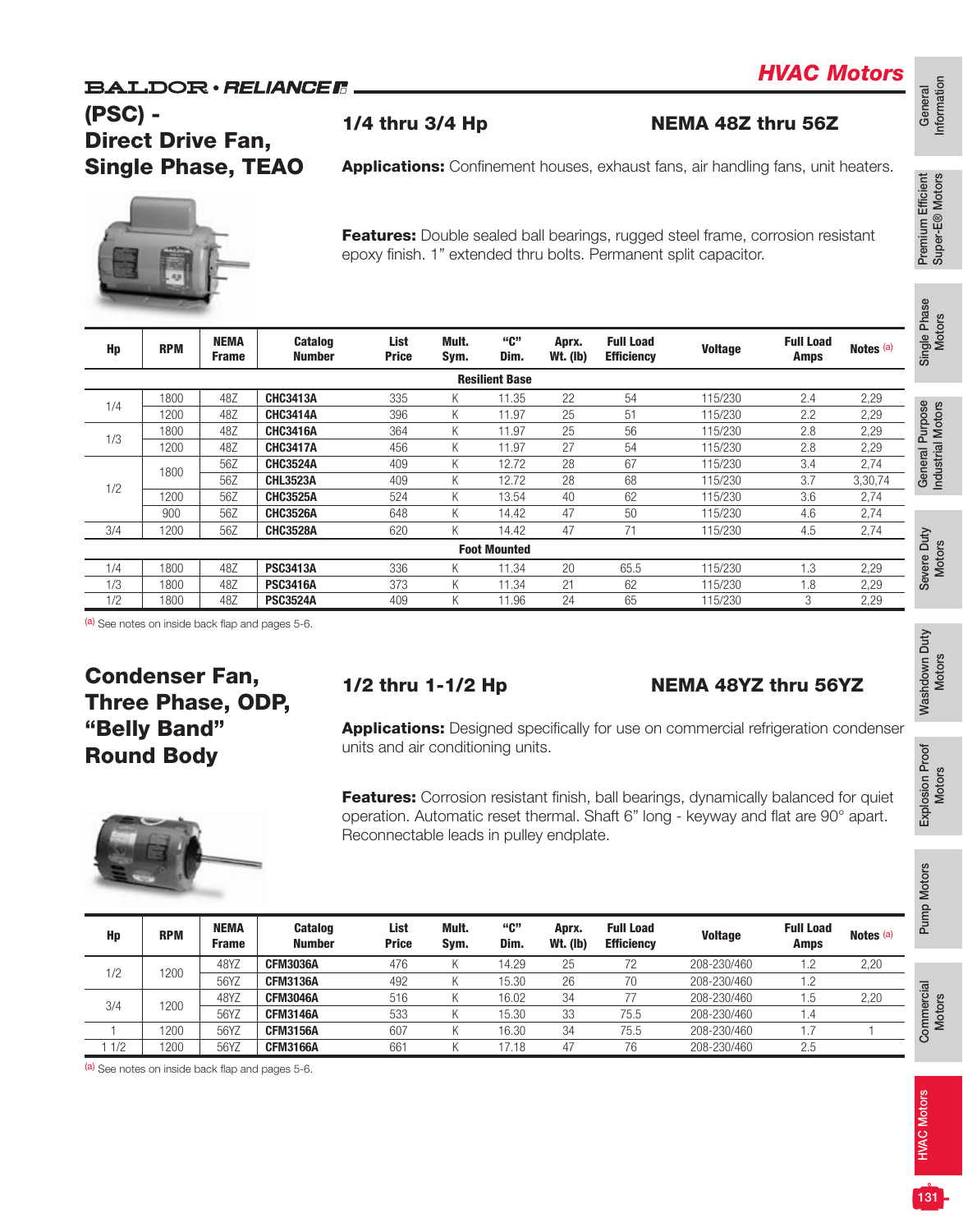# HVAC Motors

## (PSC) - Direct Drive Fan, Single Phase, TEAO

**1/4 thru 3/4 Hp** NEMA 48Z thru 56Z

**Applications:** Confinement houses, exhaust fans, air handling fans, unit heaters.

**Features:** Double sealed ball bearings, rugged steel frame, corrosion resistant epoxy finish. 1" extended thru bolts. Permanent split capacitor.

| Hp | RPM | NEMA Frame | Catalog Number | List Price | Mult. Sym. | "C" Dim. | Aprx. Wt. (lb) | Full Load Efficiency | Voltage | Full Load Amps | Notes [a] |
|---|---|---|---|---|---|---|---|---|---|---|---|
| | | | | | **Resilient Base** | | | | | | |
| 1/4 | 1800 | 48Z | **CHC3413A** | 335 | K | 11.35 | 22 | 54 | 115/230 | 2.4 | 2,29 |
| | 1200 | 48Z | **CHC3414A** | 396 | K | 11.97 | 25 | 51 | 115/230 | 2.2 | 2,29 |
| 1/3 | 1800 | 48Z | **CHC3416A** | 364 | K | 11.97 | 25 | 56 | 115/230 | 2.8 | 2,29 |
| | 1200 | 48Z | **CHC3417A** | 456 | K | 11.97 | 27 | 54 | 115/230 | 2.8 | 2,29 |
| 1/2 | 1800 | 56Z | **CHC3524A** | 409 | K | 12.72 | 28 | 67 | 115/230 | 3.4 | 2,74 |
| | | 56Z | **CHL3523A** | 409 | K | 12.72 | 28 | 68 | 115/230 | 3.7 | 3,30,74 |
| | 1200 | 56Z | **CHC3525A** | 524 | K | 13.54 | 40 | 62 | 115/230 | 3.6 | 2,74 |
| | 900 | 56Z | **CHC3526A** | 648 | K | 14.42 | 47 | 50 | 115/230 | 4.6 | 2,74 |
| 3/4 | 1200 | 56Z | **CHC3528A** | 620 | K | 14.42 | 47 | 71 | 115/230 | 4.5 | 2,74 |
| | | | | | **Foot Mounted** | | | | | | |
| 1/4 | 1800 | 48Z | **PSC3413A** | 336 | K | 11.34 | 20 | 65.5 | 115/230 | 1.3 | 2,29 |
| 1/3 | 1800 | 48Z | **PSC3416A** | 373 | K | 11.34 | 21 | 62 | 115/230 | 1.8 | 2,29 |
| 1/2 | 1800 | 48Z | **PSC3524A** | 409 | K | 11.96 | 24 | 65 | 115/230 | 3 | 2,29 |

[a] See notes on inside back flap and pages 5-6.

## Condenser Fan, Three Phase, ODP, "Belly Band" Round Body

**1/2 thru 1-1/2 Hp** NEMA 48YZ thru 56YZ

**Applications:** Designed specifically for use on commercial refrigeration condenser units and air conditioning units.

**Features:** Corrosion resistant finish, ball bearings, dynamically balanced for quiet operation. Automatic reset thermal. Shaft 6" long - keyway and flat are 90° apart. Reconnectable leads in pulley endplate.

| Hp | RPM | NEMA Frame | Catalog Number | List Price | Mult. Sym. | "C" Dim. | Aprx. Wt. (lb) | Full Load Efficiency | Voltage | Full Load Amps | Notes [a] |
|---|---|---|---|---|---|---|---|---|---|---|---|
| 1/2 | 1200 | 48YZ | **CFM3036A** | 476 | K | 14.29 | 25 | 72 | 208-230/460 | 1.2 | 2,20 |
| | | 56YZ | **CFM3136A** | 492 | K | 15.30 | 26 | 70 | 208-230/460 | 1.2 | |
| 3/4 | 1200 | 48YZ | **CFM3046A** | 516 | K | 16.02 | 34 | 77 | 208-230/460 | 1.5 | 2,20 |
| | | 56YZ | **CFM3146A** | 533 | K | 15.30 | 33 | 75.5 | 208-230/460 | 1.4 | |
| 1 | 1200 | 56YZ | **CFM3156A** | 607 | K | 16.30 | 34 | 75.5 | 208-230/460 | 1.7 | 1 |
| 1 1/2 | 1200 | 56YZ | **CFM3166A** | 661 | K | 17.18 | 47 | 76 | 208-230/460 | 2.5 | |

[a] See notes on inside back flap and pages 5-6.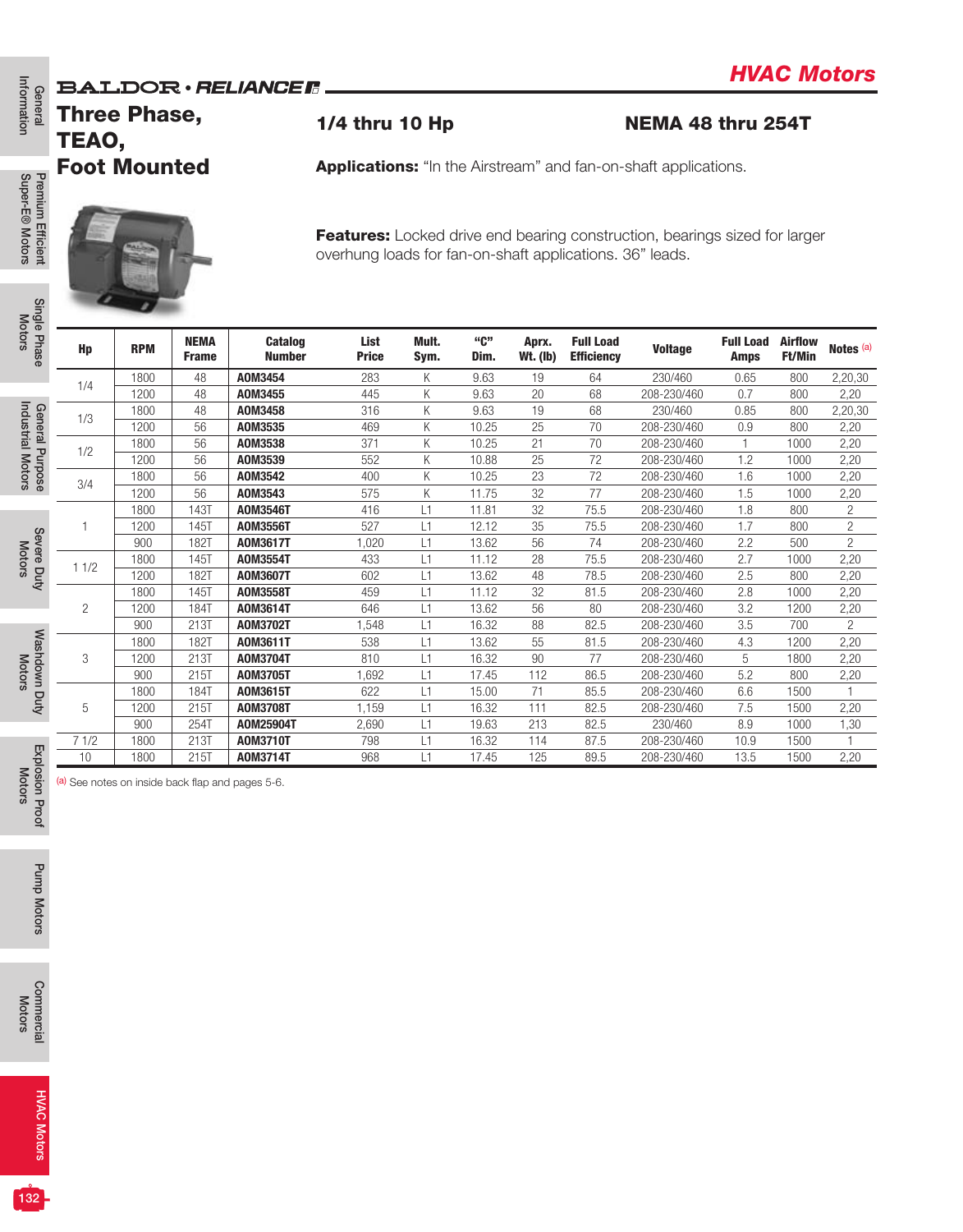BALDOR • RELIANCE

# HVAC Motors

## Three Phase, TEAO, Foot Mounted

**1/4 thru 10 Hp**

**NEMA 48 thru 254T**

**Applications:** "In the Airstream" and fan-on-shaft applications.

**Features:** Locked drive end bearing construction, bearings sized for larger overhung loads for fan-on-shaft applications. 36" leads.

| Hp | RPM | NEMA Frame | Catalog Number | List Price | Mult. Sym. | "C" Dim. | Aprx. Wt. (lb) | Full Load Efficiency | Voltage | Full Load Amps | Airflow Ft/Min | Notes [(a)] |
|---|---|---|---|---|---|---|---|---|---|---|---|---|
| 1/4 | 1800 | 48 | **AOM3454** | 283 | K | 9.63 | 19 | 64 | 230/460 | 0.65 | 800 | 2,20,30 |
| | 1200 | 48 | **AOM3455** | 445 | K | 9.63 | 20 | 68 | 208-230/460 | 0.7 | 800 | 2,20 |
| 1/3 | 1800 | 48 | **AOM3458** | 316 | K | 9.63 | 19 | 68 | 230/460 | 0.85 | 800 | 2,20,30 |
| | 1200 | 56 | **AOM3535** | 469 | K | 10.25 | 25 | 70 | 208-230/460 | 0.9 | 800 | 2,20 |
| 1/2 | 1800 | 56 | **AOM3538** | 371 | K | 10.25 | 21 | 70 | 208-230/460 | 1 | 1000 | 2,20 |
| | 1200 | 56 | **AOM3539** | 552 | K | 10.88 | 25 | 72 | 208-230/460 | 1.2 | 1000 | 2,20 |
| 3/4 | 1800 | 56 | **AOM3542** | 400 | K | 10.25 | 23 | 72 | 208-230/460 | 1.6 | 1000 | 2,20 |
| | 1200 | 56 | **AOM3543** | 575 | K | 11.75 | 32 | 77 | 208-230/460 | 1.5 | 1000 | 2,20 |
| 1 | 1800 | 143T | **AOM3546T** | 416 | L1 | 11.81 | 32 | 75.5 | 208-230/460 | 1.8 | 800 | 2 |
| | 1200 | 145T | **AOM3556T** | 527 | L1 | 12.12 | 35 | 75.5 | 208-230/460 | 1.7 | 800 | 2 |
| | 900 | 182T | **AOM3617T** | 1,020 | L1 | 13.62 | 56 | 74 | 208-230/460 | 2.2 | 500 | 2 |
| 1 1/2 | 1800 | 145T | **AOM3554T** | 433 | L1 | 11.12 | 28 | 75.5 | 208-230/460 | 2.7 | 1000 | 2,20 |
| | 1200 | 182T | **AOM3607T** | 602 | L1 | 13.62 | 48 | 78.5 | 208-230/460 | 2.5 | 800 | 2,20 |
| 2 | 1800 | 145T | **AOM3558T** | 459 | L1 | 11.12 | 32 | 81.5 | 208-230/460 | 2.8 | 1000 | 2,20 |
| | 1200 | 184T | **AOM3614T** | 646 | L1 | 13.62 | 56 | 80 | 208-230/460 | 3.2 | 1200 | 2,20 |
| | 900 | 213T | **AOM3702T** | 1,548 | L1 | 16.32 | 88 | 82.5 | 208-230/460 | 3.5 | 700 | 2 |
| 3 | 1800 | 182T | **AOM3611T** | 538 | L1 | 13.62 | 55 | 81.5 | 208-230/460 | 4.3 | 1200 | 2,20 |
| | 1200 | 213T | **AOM3704T** | 810 | L1 | 16.32 | 90 | 77 | 208-230/460 | 5 | 1800 | 2,20 |
| | 900 | 215T | **AOM3705T** | 1,692 | L1 | 17.45 | 112 | 86.5 | 208-230/460 | 5.2 | 800 | 2,20 |
| 5 | 1800 | 184T | **AOM3615T** | 622 | L1 | 15.00 | 71 | 85.5 | 208-230/460 | 6.6 | 1500 | 1 |
| | 1200 | 215T | **AOM3708T** | 1,159 | L1 | 16.32 | 111 | 82.5 | 208-230/460 | 7.5 | 1500 | 2,20 |
| | 900 | 254T | **AOM25904T** | 2,690 | L1 | 19.63 | 213 | 82.5 | 230/460 | 8.9 | 1000 | 1,30 |
| 7 1/2 | 1800 | 213T | **AOM3710T** | 798 | L1 | 16.32 | 114 | 87.5 | 208-230/460 | 10.9 | 1500 | 1 |
| 10 | 1800 | 215T | **AOM3714T** | 968 | L1 | 17.45 | 125 | 89.5 | 208-230/460 | 13.5 | 1500 | 2,20 |

[(a)] See notes on inside back flap and pages 5-6.